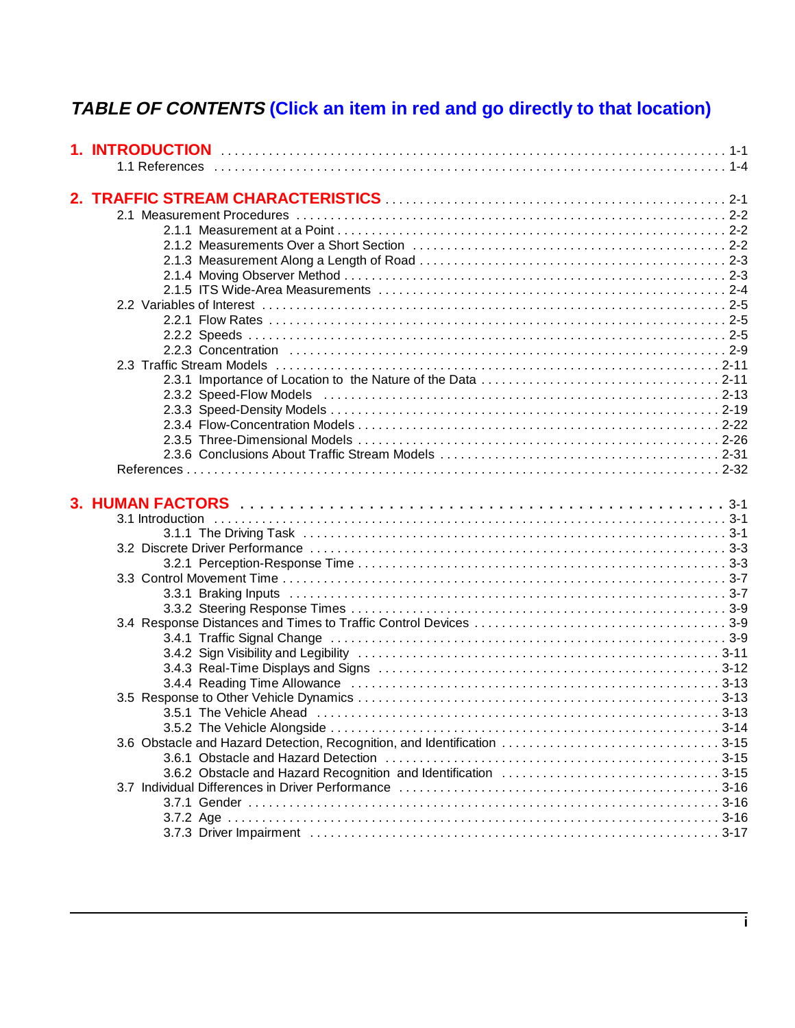# *TABLE OF CONTENTS* (Click an item in red and go directly to that location)

**1. INTRODUCTION** . . . . . . . . . . . . . . . . . . . . . . . . . . . . . . . . . . . . . . . . . . . . . . . . . . . . . . . . . 1-1
- 1.1 References . . . . . . . . . . . . . . . . . . . . . . . . . . . . . . . . . . . . . . . . . . . . . . . . . . . . . . . . . 1-4

**2. TRAFFIC STREAM CHARACTERISTICS** . . . . . . . . . . . . . . . . . . . . . . . . . . . . . . . . . . . . 2-1
- 2.1 Measurement Procedures . . . . . . . . . . . . . . . . . . . . . . . . . . . . . . . . . . . . . . . . . . . . . . . 2-2
  - 2.1.1 Measurement at a Point . . . . . . . . . . . . . . . . . . . . . . . . . . . . . . . . . . . . . . . . . . . . 2-2
  - 2.1.2 Measurements Over a Short Section . . . . . . . . . . . . . . . . . . . . . . . . . . . . . . . . . . . 2-2
  - 2.1.3 Measurement Along a Length of Road . . . . . . . . . . . . . . . . . . . . . . . . . . . . . . . . . . 2-3
  - 2.1.4 Moving Observer Method . . . . . . . . . . . . . . . . . . . . . . . . . . . . . . . . . . . . . . . . . . . 2-3
  - 2.1.5 ITS Wide-Area Measurements . . . . . . . . . . . . . . . . . . . . . . . . . . . . . . . . . . . . . . . 2-4
- 2.2 Variables of Interest . . . . . . . . . . . . . . . . . . . . . . . . . . . . . . . . . . . . . . . . . . . . . . . . . . 2-5
  - 2.2.1 Flow Rates . . . . . . . . . . . . . . . . . . . . . . . . . . . . . . . . . . . . . . . . . . . . . . . . . . . . . 2-5
  - 2.2.2 Speeds . . . . . . . . . . . . . . . . . . . . . . . . . . . . . . . . . . . . . . . . . . . . . . . . . . . . . . . . 2-5
  - 2.2.3 Concentration . . . . . . . . . . . . . . . . . . . . . . . . . . . . . . . . . . . . . . . . . . . . . . . . . . . 2-9
- 2.3 Traffic Stream Models . . . . . . . . . . . . . . . . . . . . . . . . . . . . . . . . . . . . . . . . . . . . . . . . 2-11
  - 2.3.1 Importance of Location to the Nature of the Data . . . . . . . . . . . . . . . . . . . . . . . . . . 2-11
  - 2.3.2 Speed-Flow Models . . . . . . . . . . . . . . . . . . . . . . . . . . . . . . . . . . . . . . . . . . . . . . . 2-13
  - 2.3.3 Speed-Density Models . . . . . . . . . . . . . . . . . . . . . . . . . . . . . . . . . . . . . . . . . . . . . 2-19
  - 2.3.4 Flow-Concentration Models . . . . . . . . . . . . . . . . . . . . . . . . . . . . . . . . . . . . . . . . . 2-22
  - 2.3.5 Three-Dimensional Models . . . . . . . . . . . . . . . . . . . . . . . . . . . . . . . . . . . . . . . . . . 2-26
  - 2.3.6 Conclusions About Traffic Stream Models . . . . . . . . . . . . . . . . . . . . . . . . . . . . . . . 2-31
- References . . . . . . . . . . . . . . . . . . . . . . . . . . . . . . . . . . . . . . . . . . . . . . . . . . . . . . . . . . 2-32

**3. HUMAN FACTORS** . . . . . . . . . . . . . . . . . . . . . . . . . . . . . . . . . . . . . . . . . . . . . . . . . . . 3-1
- 3.1 Introduction . . . . . . . . . . . . . . . . . . . . . . . . . . . . . . . . . . . . . . . . . . . . . . . . . . . . . . . . 3-1
  - 3.1.1 The Driving Task . . . . . . . . . . . . . . . . . . . . . . . . . . . . . . . . . . . . . . . . . . . . . . . . . 3-1
- 3.2 Discrete Driver Performance . . . . . . . . . . . . . . . . . . . . . . . . . . . . . . . . . . . . . . . . . . . . 3-3
  - 3.2.1 Perception-Response Time . . . . . . . . . . . . . . . . . . . . . . . . . . . . . . . . . . . . . . . . . . 3-3
- 3.3 Control Movement Time . . . . . . . . . . . . . . . . . . . . . . . . . . . . . . . . . . . . . . . . . . . . . . . 3-7
  - 3.3.1 Braking Inputs . . . . . . . . . . . . . . . . . . . . . . . . . . . . . . . . . . . . . . . . . . . . . . . . . . . 3-7
  - 3.3.2 Steering Response Times . . . . . . . . . . . . . . . . . . . . . . . . . . . . . . . . . . . . . . . . . . . 3-9
- 3.4 Response Distances and Times to Traffic Control Devices . . . . . . . . . . . . . . . . . . . . . . 3-9
  - 3.4.1 Traffic Signal Change . . . . . . . . . . . . . . . . . . . . . . . . . . . . . . . . . . . . . . . . . . . . . . 3-9
  - 3.4.2 Sign Visibility and Legibility . . . . . . . . . . . . . . . . . . . . . . . . . . . . . . . . . . . . . . . . . 3-11
  - 3.4.3 Real-Time Displays and Signs . . . . . . . . . . . . . . . . . . . . . . . . . . . . . . . . . . . . . . . 3-12
  - 3.4.4 Reading Time Allowance . . . . . . . . . . . . . . . . . . . . . . . . . . . . . . . . . . . . . . . . . . . 3-13
- 3.5 Response to Other Vehicle Dynamics . . . . . . . . . . . . . . . . . . . . . . . . . . . . . . . . . . . . . 3-13
  - 3.5.1 The Vehicle Ahead . . . . . . . . . . . . . . . . . . . . . . . . . . . . . . . . . . . . . . . . . . . . . . . . 3-13
  - 3.5.2 The Vehicle Alongside . . . . . . . . . . . . . . . . . . . . . . . . . . . . . . . . . . . . . . . . . . . . . . 3-14
- 3.6 Obstacle and Hazard Detection, Recognition, and Identification . . . . . . . . . . . . . . . . . . . 3-15
  - 3.6.1 Obstacle and Hazard Detection . . . . . . . . . . . . . . . . . . . . . . . . . . . . . . . . . . . . . . . 3-15
  - 3.6.2 Obstacle and Hazard Recognition and Identification . . . . . . . . . . . . . . . . . . . . . . . . 3-15
- 3.7 Individual Differences in Driver Performance . . . . . . . . . . . . . . . . . . . . . . . . . . . . . . . . 3-16
  - 3.7.1 Gender . . . . . . . . . . . . . . . . . . . . . . . . . . . . . . . . . . . . . . . . . . . . . . . . . . . . . . . . 3-16
  - 3.7.2 Age . . . . . . . . . . . . . . . . . . . . . . . . . . . . . . . . . . . . . . . . . . . . . . . . . . . . . . . . . . . 3-16
  - 3.7.3 Driver Impairment . . . . . . . . . . . . . . . . . . . . . . . . . . . . . . . . . . . . . . . . . . . . . . . . 3-17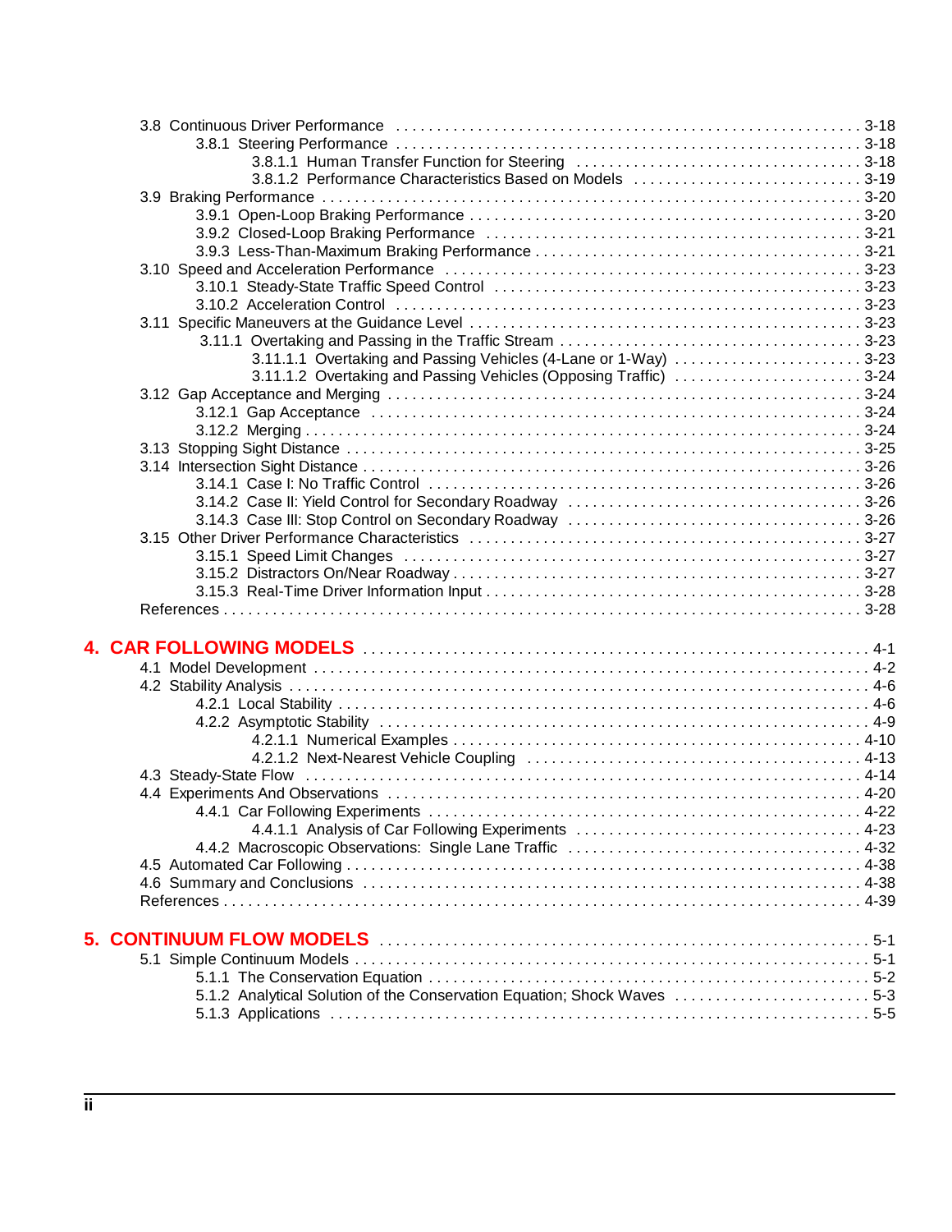3.8 Continuous Driver Performance . . . . . . . . . . 3-18
- 3.8.1 Steering Performance . . . . . . . . . . 3-18
  - 3.8.1.1 Human Transfer Function for Steering . . . . . . . . . . 3-18
  - 3.8.1.2 Performance Characteristics Based on Models . . . . . . . . . . 3-19

3.9 Braking Performance . . . . . . . . . . 3-20
- 3.9.1 Open-Loop Braking Performance . . . . . . . . . . 3-20
- 3.9.2 Closed-Loop Braking Performance . . . . . . . . . . 3-21
- 3.9.3 Less-Than-Maximum Braking Performance . . . . . . . . . . 3-21

3.10 Speed and Acceleration Performance . . . . . . . . . . 3-23
- 3.10.1 Steady-State Traffic Speed Control . . . . . . . . . . 3-23
- 3.10.2 Acceleration Control . . . . . . . . . . 3-23

3.11 Specific Maneuvers at the Guidance Level . . . . . . . . . . 3-23
- 3.11.1 Overtaking and Passing in the Traffic Stream . . . . . . . . . . 3-23
  - 3.11.1.1 Overtaking and Passing Vehicles (4-Lane or 1-Way) . . . . . . . . . . 3-23
  - 3.11.1.2 Overtaking and Passing Vehicles (Opposing Traffic) . . . . . . . . . . 3-24

3.12 Gap Acceptance and Merging . . . . . . . . . . 3-24
- 3.12.1 Gap Acceptance . . . . . . . . . . 3-24
- 3.12.2 Merging . . . . . . . . . . 3-24

3.13 Stopping Sight Distance . . . . . . . . . . 3-25

3.14 Intersection Sight Distance . . . . . . . . . . 3-26
- 3.14.1 Case I: No Traffic Control . . . . . . . . . . 3-26
- 3.14.2 Case II: Yield Control for Secondary Roadway . . . . . . . . . . 3-26
- 3.14.3 Case III: Stop Control on Secondary Roadway . . . . . . . . . . 3-26

3.15 Other Driver Performance Characteristics . . . . . . . . . . 3-27
- 3.15.1 Speed Limit Changes . . . . . . . . . . 3-27
- 3.15.2 Distractors On/Near Roadway . . . . . . . . . . 3-27
- 3.15.3 Real-Time Driver Information Input . . . . . . . . . . 3-28

References . . . . . . . . . . 3-28

## 4. CAR FOLLOWING MODELS . . . . . . . . . . 4-1

4.1 Model Development . . . . . . . . . . 4-2

4.2 Stability Analysis . . . . . . . . . . 4-6
- 4.2.1 Local Stability . . . . . . . . . . 4-6
- 4.2.2 Asymptotic Stability . . . . . . . . . . 4-9
  - 4.2.1.1 Numerical Examples . . . . . . . . . . 4-10
  - 4.2.1.2 Next-Nearest Vehicle Coupling . . . . . . . . . . 4-13

4.3 Steady-State Flow . . . . . . . . . . 4-14

4.4 Experiments And Observations . . . . . . . . . . 4-20
- 4.4.1 Car Following Experiments . . . . . . . . . . 4-22
  - 4.4.1.1 Analysis of Car Following Experiments . . . . . . . . . . 4-23
- 4.4.2 Macroscopic Observations: Single Lane Traffic . . . . . . . . . . 4-32

4.5 Automated Car Following . . . . . . . . . . 4-38

4.6 Summary and Conclusions . . . . . . . . . . 4-38

References . . . . . . . . . . 4-39

## 5. CONTINUUM FLOW MODELS . . . . . . . . . . 5-1

5.1 Simple Continuum Models . . . . . . . . . . 5-1
- 5.1.1 The Conservation Equation . . . . . . . . . . 5-2
- 5.1.2 Analytical Solution of the Conservation Equation; Shock Waves . . . . . . . . . . 5-3
- 5.1.3 Applications . . . . . . . . . . 5-5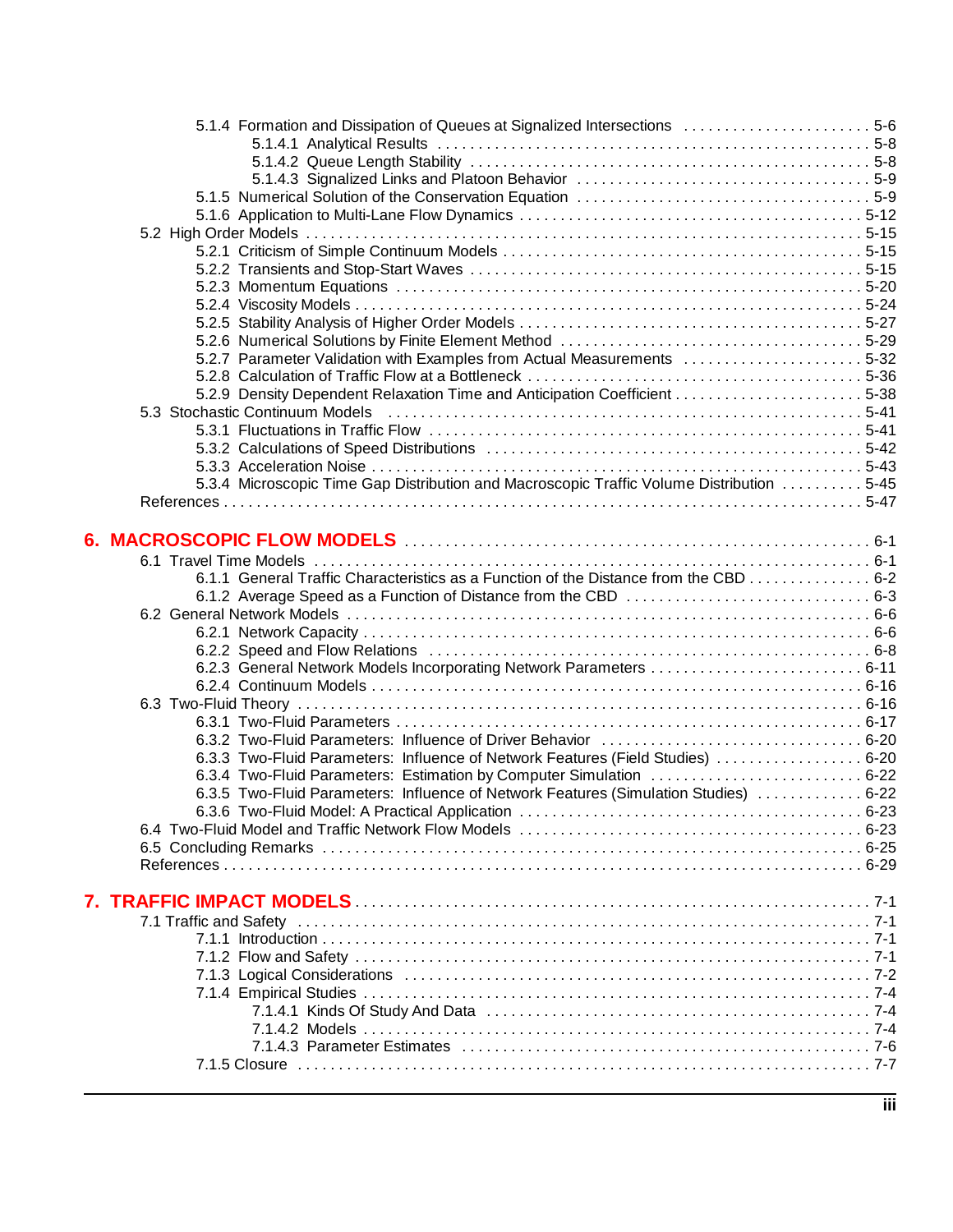5.1.4 Formation and Dissipation of Queues at Signalized Intersections . . . . . . . 5-6
- 5.1.4.1 Analytical Results . . . . . . . 5-8
- 5.1.4.2 Queue Length Stability . . . . . . . 5-8
- 5.1.4.3 Signalized Links and Platoon Behavior . . . . . . . 5-9

5.1.5 Numerical Solution of the Conservation Equation . . . . . . . 5-9
5.1.6 Application to Multi-Lane Flow Dynamics . . . . . . . 5-12

5.2 High Order Models . . . . . . . 5-15
- 5.2.1 Criticism of Simple Continuum Models . . . . . . . 5-15
- 5.2.2 Transients and Stop-Start Waves . . . . . . . 5-15
- 5.2.3 Momentum Equations . . . . . . . 5-20
- 5.2.4 Viscosity Models . . . . . . . 5-24
- 5.2.5 Stability Analysis of Higher Order Models . . . . . . . 5-27
- 5.2.6 Numerical Solutions by Finite Element Method . . . . . . . 5-29
- 5.2.7 Parameter Validation with Examples from Actual Measurements . . . . . . . 5-32
- 5.2.8 Calculation of Traffic Flow at a Bottleneck . . . . . . . 5-36
- 5.2.9 Density Dependent Relaxation Time and Anticipation Coefficient . . . . . . . 5-38

5.3 Stochastic Continuum Models . . . . . . . 5-41
- 5.3.1 Fluctuations in Traffic Flow . . . . . . . 5-41
- 5.3.2 Calculations of Speed Distributions . . . . . . . 5-42
- 5.3.3 Acceleration Noise . . . . . . . 5-43
- 5.3.4 Microscopic Time Gap Distribution and Macroscopic Traffic Volume Distribution . . . . . . . 5-45

References . . . . . . . 5-47

# 6. MACROSCOPIC FLOW MODELS . . . . . . . 6-1

6.1 Travel Time Models . . . . . . . 6-1
- 6.1.1 General Traffic Characteristics as a Function of the Distance from the CBD . . . . . . . 6-2
- 6.1.2 Average Speed as a Function of Distance from the CBD . . . . . . . 6-3

6.2 General Network Models . . . . . . . 6-6
- 6.2.1 Network Capacity . . . . . . . 6-6
- 6.2.2 Speed and Flow Relations . . . . . . . 6-8
- 6.2.3 General Network Models Incorporating Network Parameters . . . . . . . 6-11
- 6.2.4 Continuum Models . . . . . . . 6-16

6.3 Two-Fluid Theory . . . . . . . 6-16
- 6.3.1 Two-Fluid Parameters . . . . . . . 6-17
- 6.3.2 Two-Fluid Parameters: Influence of Driver Behavior . . . . . . . 6-20
- 6.3.3 Two-Fluid Parameters: Influence of Network Features (Field Studies) . . . . . . . 6-20
- 6.3.4 Two-Fluid Parameters: Estimation by Computer Simulation . . . . . . . 6-22
- 6.3.5 Two-Fluid Parameters: Influence of Network Features (Simulation Studies) . . . . . . . 6-22
- 6.3.6 Two-Fluid Model: A Practical Application . . . . . . . 6-23

6.4 Two-Fluid Model and Traffic Network Flow Models . . . . . . . 6-23
6.5 Concluding Remarks . . . . . . . 6-25
References . . . . . . . 6-29

# 7. TRAFFIC IMPACT MODELS . . . . . . . 7-1

7.1 Traffic and Safety . . . . . . . 7-1
- 7.1.1 Introduction . . . . . . . 7-1
- 7.1.2 Flow and Safety . . . . . . . 7-1
- 7.1.3 Logical Considerations . . . . . . . 7-2
- 7.1.4 Empirical Studies . . . . . . . 7-4
  - 7.1.4.1 Kinds Of Study And Data . . . . . . . 7-4
  - 7.1.4.2 Models . . . . . . . 7-4
  - 7.1.4.3 Parameter Estimates . . . . . . . 7-6
- 7.1.5 Closure . . . . . . . 7-7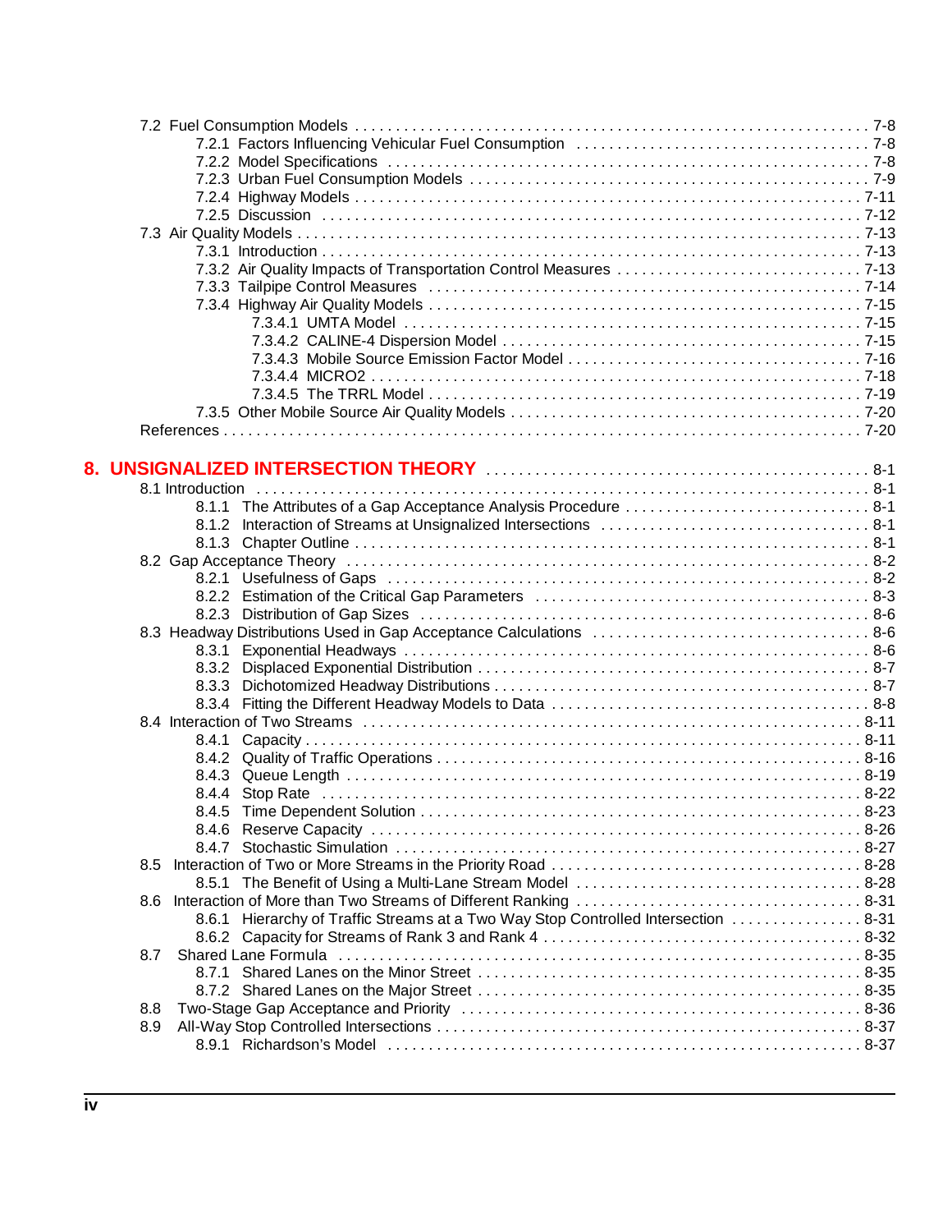7.2 Fuel Consumption Models . . . . . . . . . . . . . . . . . . . . . . . . . . . . . . . . . . . . . . . . . . . . . . . . . . . . . . . . . . . . 7-8
    7.2.1 Factors Influencing Vehicular Fuel Consumption . . . . . . . . . . . . . . . . . . . . . . . . . . . . . . . . . . . 7-8
    7.2.2 Model Specifications . . . . . . . . . . . . . . . . . . . . . . . . . . . . . . . . . . . . . . . . . . . . . . . . . . . . . . 7-8
    7.2.3 Urban Fuel Consumption Models . . . . . . . . . . . . . . . . . . . . . . . . . . . . . . . . . . . . . . . . . . . . . . 7-9
    7.2.4 Highway Models . . . . . . . . . . . . . . . . . . . . . . . . . . . . . . . . . . . . . . . . . . . . . . . . . . . . . . . . 7-11
    7.2.5 Discussion . . . . . . . . . . . . . . . . . . . . . . . . . . . . . . . . . . . . . . . . . . . . . . . . . . . . . . . . . . . 7-12
7.3 Air Quality Models . . . . . . . . . . . . . . . . . . . . . . . . . . . . . . . . . . . . . . . . . . . . . . . . . . . . . . . . . . . 7-13
    7.3.1 Introduction . . . . . . . . . . . . . . . . . . . . . . . . . . . . . . . . . . . . . . . . . . . . . . . . . . . . . . . . . . . 7-13
    7.3.2 Air Quality Impacts of Transportation Control Measures . . . . . . . . . . . . . . . . . . . . . . . . . . . . 7-13
    7.3.3 Tailpipe Control Measures . . . . . . . . . . . . . . . . . . . . . . . . . . . . . . . . . . . . . . . . . . . . . . . . 7-14
    7.3.4 Highway Air Quality Models . . . . . . . . . . . . . . . . . . . . . . . . . . . . . . . . . . . . . . . . . . . . . . . . 7-15
        7.3.4.1 UMTA Model . . . . . . . . . . . . . . . . . . . . . . . . . . . . . . . . . . . . . . . . . . . . . . . . . . . . . 7-15
        7.3.4.2 CALINE-4 Dispersion Model . . . . . . . . . . . . . . . . . . . . . . . . . . . . . . . . . . . . . . . . . . 7-15
        7.3.4.3 Mobile Source Emission Factor Model . . . . . . . . . . . . . . . . . . . . . . . . . . . . . . . . . . . 7-16
        7.3.4.4 MICRO2 . . . . . . . . . . . . . . . . . . . . . . . . . . . . . . . . . . . . . . . . . . . . . . . . . . . . . . . . 7-18
        7.3.4.5 The TRRL Model . . . . . . . . . . . . . . . . . . . . . . . . . . . . . . . . . . . . . . . . . . . . . . . . . . 7-19
    7.3.5 Other Mobile Source Air Quality Models . . . . . . . . . . . . . . . . . . . . . . . . . . . . . . . . . . . . . . . . 7-20
References . . . . . . . . . . . . . . . . . . . . . . . . . . . . . . . . . . . . . . . . . . . . . . . . . . . . . . . . . . . . . . . . . . 7-20

## 8. UNSIGNALIZED INTERSECTION THEORY . . . . . . . . . . . . . . . . . . . . . . . . . . . . . . . . . . . . . . . . . . 8-1

8.1 Introduction . . . . . . . . . . . . . . . . . . . . . . . . . . . . . . . . . . . . . . . . . . . . . . . . . . . . . . . . . . . . . . . 8-1
    8.1.1 The Attributes of a Gap Acceptance Analysis Procedure . . . . . . . . . . . . . . . . . . . . . . . . . . . . . 8-1
    8.1.2 Interaction of Streams at Unsignalized Intersections . . . . . . . . . . . . . . . . . . . . . . . . . . . . . . . 8-1
    8.1.3 Chapter Outline . . . . . . . . . . . . . . . . . . . . . . . . . . . . . . . . . . . . . . . . . . . . . . . . . . . . . . . . . 8-1
8.2 Gap Acceptance Theory . . . . . . . . . . . . . . . . . . . . . . . . . . . . . . . . . . . . . . . . . . . . . . . . . . . . . . . 8-2
    8.2.1 Usefulness of Gaps . . . . . . . . . . . . . . . . . . . . . . . . . . . . . . . . . . . . . . . . . . . . . . . . . . . . . . . 8-2
    8.2.2 Estimation of the Critical Gap Parameters . . . . . . . . . . . . . . . . . . . . . . . . . . . . . . . . . . . . . . . 8-3
    8.2.3 Distribution of Gap Sizes . . . . . . . . . . . . . . . . . . . . . . . . . . . . . . . . . . . . . . . . . . . . . . . . . . . 8-6
8.3 Headway Distributions Used in Gap Acceptance Calculations . . . . . . . . . . . . . . . . . . . . . . . . . . . . . . 8-6
    8.3.1 Exponential Headways . . . . . . . . . . . . . . . . . . . . . . . . . . . . . . . . . . . . . . . . . . . . . . . . . . . . 8-6
    8.3.2 Displaced Exponential Distribution . . . . . . . . . . . . . . . . . . . . . . . . . . . . . . . . . . . . . . . . . . . . 8-7
    8.3.3 Dichotomized Headway Distributions . . . . . . . . . . . . . . . . . . . . . . . . . . . . . . . . . . . . . . . . . . 8-7
    8.3.4 Fitting the Different Headway Models to Data . . . . . . . . . . . . . . . . . . . . . . . . . . . . . . . . . . . . 8-8
8.4 Interaction of Two Streams . . . . . . . . . . . . . . . . . . . . . . . . . . . . . . . . . . . . . . . . . . . . . . . . . . . . 8-11
    8.4.1 Capacity . . . . . . . . . . . . . . . . . . . . . . . . . . . . . . . . . . . . . . . . . . . . . . . . . . . . . . . . . . . . . . 8-11
    8.4.2 Quality of Traffic Operations . . . . . . . . . . . . . . . . . . . . . . . . . . . . . . . . . . . . . . . . . . . . . . . 8-16
    8.4.3 Queue Length . . . . . . . . . . . . . . . . . . . . . . . . . . . . . . . . . . . . . . . . . . . . . . . . . . . . . . . . . . 8-19
    8.4.4 Stop Rate . . . . . . . . . . . . . . . . . . . . . . . . . . . . . . . . . . . . . . . . . . . . . . . . . . . . . . . . . . . . . 8-22
    8.4.5 Time Dependent Solution . . . . . . . . . . . . . . . . . . . . . . . . . . . . . . . . . . . . . . . . . . . . . . . . . . 8-23
    8.4.6 Reserve Capacity . . . . . . . . . . . . . . . . . . . . . . . . . . . . . . . . . . . . . . . . . . . . . . . . . . . . . . . 8-26
    8.4.7 Stochastic Simulation . . . . . . . . . . . . . . . . . . . . . . . . . . . . . . . . . . . . . . . . . . . . . . . . . . . . 8-27
8.5 Interaction of Two or More Streams in the Priority Road . . . . . . . . . . . . . . . . . . . . . . . . . . . . . . . . . 8-28
    8.5.1 The Benefit of Using a Multi-Lane Stream Model . . . . . . . . . . . . . . . . . . . . . . . . . . . . . . . . . . 8-28
8.6 Interaction of More than Two Streams of Different Ranking . . . . . . . . . . . . . . . . . . . . . . . . . . . . . . . 8-31
    8.6.1 Hierarchy of Traffic Streams at a Two Way Stop Controlled Intersection . . . . . . . . . . . . . . . . . 8-31
    8.6.2 Capacity for Streams of Rank 3 and Rank 4 . . . . . . . . . . . . . . . . . . . . . . . . . . . . . . . . . . . . 8-32
8.7 Shared Lane Formula . . . . . . . . . . . . . . . . . . . . . . . . . . . . . . . . . . . . . . . . . . . . . . . . . . . . . . . . 8-35
    8.7.1 Shared Lanes on the Minor Street . . . . . . . . . . . . . . . . . . . . . . . . . . . . . . . . . . . . . . . . . . . . 8-35
    8.7.2 Shared Lanes on the Major Street . . . . . . . . . . . . . . . . . . . . . . . . . . . . . . . . . . . . . . . . . . . . 8-35
8.8 Two-Stage Gap Acceptance and Priority . . . . . . . . . . . . . . . . . . . . . . . . . . . . . . . . . . . . . . . . . . . 8-36
8.9 All-Way Stop Controlled Intersections . . . . . . . . . . . . . . . . . . . . . . . . . . . . . . . . . . . . . . . . . . . . . 8-37
    8.9.1 Richardson's Model . . . . . . . . . . . . . . . . . . . . . . . . . . . . . . . . . . . . . . . . . . . . . . . . . . . . . 8-37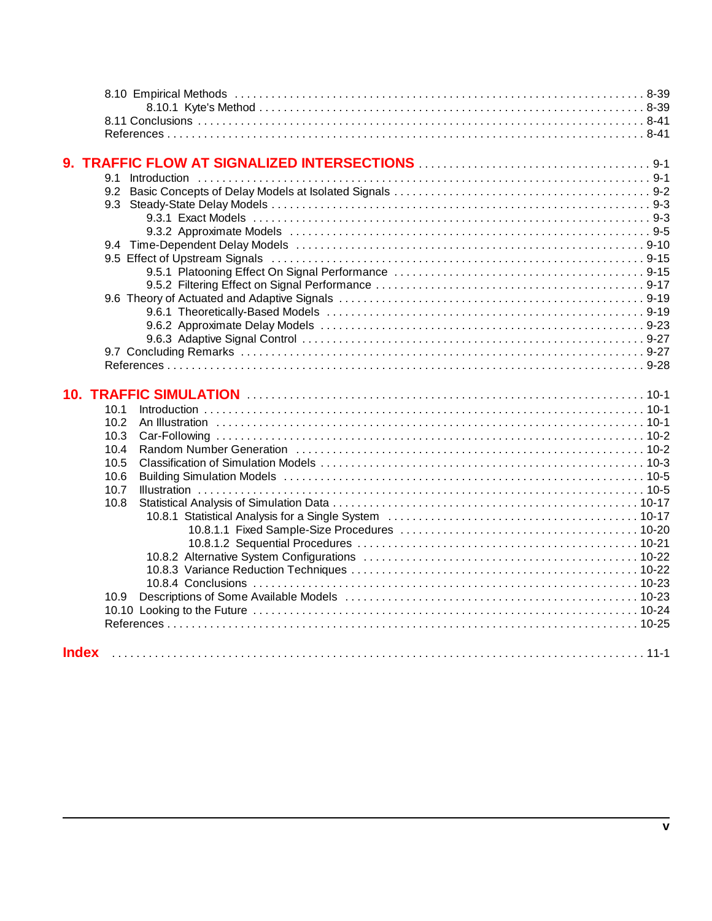8.10 Empirical Methods . . . . . . . . . . 8-39
    8.10.1 Kyte's Method . . . . . . . . . . 8-39
8.11 Conclusions . . . . . . . . . . 8-41
References . . . . . . . . . . 8-41

**9. TRAFFIC FLOW AT SIGNALIZED INTERSECTIONS . . . . . . . . . . 9-1**

9.1 Introduction . . . . . . . . . . 9-1
9.2 Basic Concepts of Delay Models at Isolated Signals . . . . . . . . . . 9-2
9.3 Steady-State Delay Models . . . . . . . . . . 9-3
    9.3.1 Exact Models . . . . . . . . . . 9-3
    9.3.2 Approximate Models . . . . . . . . . . 9-5
9.4 Time-Dependent Delay Models . . . . . . . . . . 9-10
9.5 Effect of Upstream Signals . . . . . . . . . . 9-15
    9.5.1 Platooning Effect On Signal Performance . . . . . . . . . . 9-15
    9.5.2 Filtering Effect on Signal Performance . . . . . . . . . . 9-17
9.6 Theory of Actuated and Adaptive Signals . . . . . . . . . . 9-19
    9.6.1 Theoretically-Based Models . . . . . . . . . . 9-19
    9.6.2 Approximate Delay Models . . . . . . . . . . 9-23
    9.6.3 Adaptive Signal Control . . . . . . . . . . 9-27
9.7 Concluding Remarks . . . . . . . . . . 9-27
References . . . . . . . . . . 9-28

**10. TRAFFIC SIMULATION . . . . . . . . . . 10-1**

10.1 Introduction . . . . . . . . . . 10-1
10.2 An Illustration . . . . . . . . . . 10-1
10.3 Car-Following . . . . . . . . . . 10-2
10.4 Random Number Generation . . . . . . . . . . 10-2
10.5 Classification of Simulation Models . . . . . . . . . . 10-3
10.6 Building Simulation Models . . . . . . . . . . 10-5
10.7 Illustration . . . . . . . . . . 10-5
10.8 Statistical Analysis of Simulation Data . . . . . . . . . . 10-17
    10.8.1 Statistical Analysis for a Single System . . . . . . . . . . 10-17
        10.8.1.1 Fixed Sample-Size Procedures . . . . . . . . . . 10-20
        10.8.1.2 Sequential Procedures . . . . . . . . . . 10-21
    10.8.2 Alternative System Configurations . . . . . . . . . . 10-22
    10.8.3 Variance Reduction Techniques . . . . . . . . . . 10-22
    10.8.4 Conclusions . . . . . . . . . . 10-23
10.9 Descriptions of Some Available Models . . . . . . . . . . 10-23
10.10 Looking to the Future . . . . . . . . . . 10-24
References . . . . . . . . . . 10-25

**Index . . . . . . . . . . 11-1**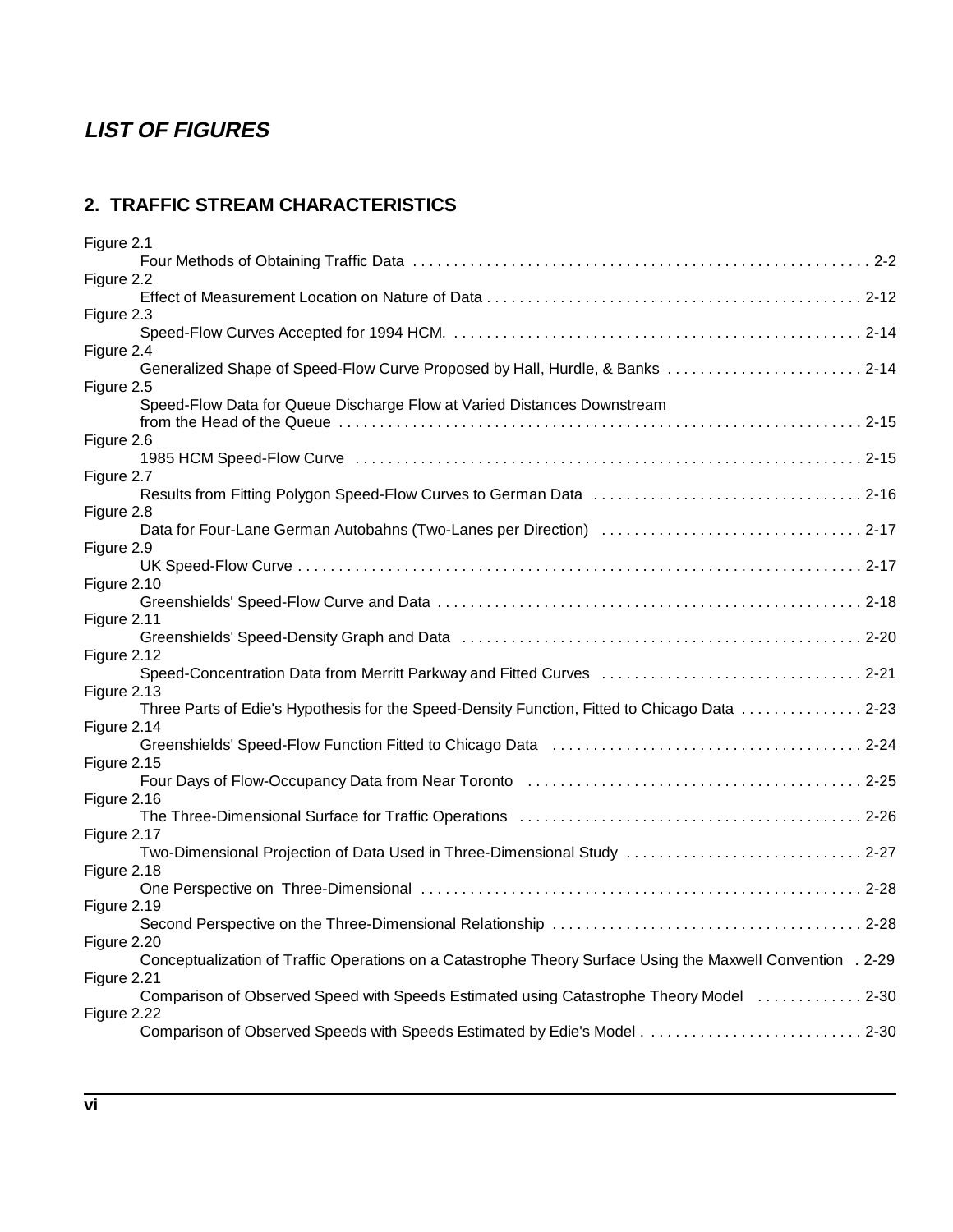# *LIST OF FIGURES*

## 2. TRAFFIC STREAM CHARACTERISTICS

Figure 2.1
Four Methods of Obtaining Traffic Data . . . . . . . . . . . . . . . . . . . . . . . . . . . . . . . . . . . . . . . . . . . . . . . . . . . . . . . 2-2

Figure 2.2
Effect of Measurement Location on Nature of Data . . . . . . . . . . . . . . . . . . . . . . . . . . . . . . . . . . . . . . . . . . . . . 2-12

Figure 2.3
Speed-Flow Curves Accepted for 1994 HCM. . . . . . . . . . . . . . . . . . . . . . . . . . . . . . . . . . . . . . . . . . . . . . . . . . 2-14

Figure 2.4
Generalized Shape of Speed-Flow Curve Proposed by Hall, Hurdle, & Banks . . . . . . . . . . . . . . . . . . . . . . . . 2-14

Figure 2.5
Speed-Flow Data for Queue Discharge Flow at Varied Distances Downstream from the Head of the Queue . . . . . . . . . . . . . . . . . . . . . . . . . . . . . . . . . . . . . . . . . . . . . . . . . . . . . . . . . . . . . . . . 2-15

Figure 2.6
1985 HCM Speed-Flow Curve . . . . . . . . . . . . . . . . . . . . . . . . . . . . . . . . . . . . . . . . . . . . . . . . . . . . . . . . . . . . . 2-15

Figure 2.7
Results from Fitting Polygon Speed-Flow Curves to German Data . . . . . . . . . . . . . . . . . . . . . . . . . . . . . . . . . 2-16

Figure 2.8
Data for Four-Lane German Autobahns (Two-Lanes per Direction) . . . . . . . . . . . . . . . . . . . . . . . . . . . . . . . . 2-17

Figure 2.9
UK Speed-Flow Curve . . . . . . . . . . . . . . . . . . . . . . . . . . . . . . . . . . . . . . . . . . . . . . . . . . . . . . . . . . . . . . . . . . . . 2-17

Figure 2.10
Greenshields' Speed-Flow Curve and Data . . . . . . . . . . . . . . . . . . . . . . . . . . . . . . . . . . . . . . . . . . . . . . . . . . . 2-18

Figure 2.11
Greenshields' Speed-Density Graph and Data . . . . . . . . . . . . . . . . . . . . . . . . . . . . . . . . . . . . . . . . . . . . . . . . . 2-20

Figure 2.12
Speed-Concentration Data from Merritt Parkway and Fitted Curves . . . . . . . . . . . . . . . . . . . . . . . . . . . . . . . . 2-21

Figure 2.13
Three Parts of Edie's Hypothesis for the Speed-Density Function, Fitted to Chicago Data . . . . . . . . . . . . . . . 2-23

Figure 2.14
Greenshields' Speed-Flow Function Fitted to Chicago Data . . . . . . . . . . . . . . . . . . . . . . . . . . . . . . . . . . . . . . 2-24

Figure 2.15
Four Days of Flow-Occupancy Data from Near Toronto . . . . . . . . . . . . . . . . . . . . . . . . . . . . . . . . . . . . . . . . . 2-25

Figure 2.16
The Three-Dimensional Surface for Traffic Operations . . . . . . . . . . . . . . . . . . . . . . . . . . . . . . . . . . . . . . . . . . 2-26

Figure 2.17
Two-Dimensional Projection of Data Used in Three-Dimensional Study . . . . . . . . . . . . . . . . . . . . . . . . . . . . . 2-27

Figure 2.18
One Perspective on Three-Dimensional . . . . . . . . . . . . . . . . . . . . . . . . . . . . . . . . . . . . . . . . . . . . . . . . . . . . . 2-28

Figure 2.19
Second Perspective on the Three-Dimensional Relationship . . . . . . . . . . . . . . . . . . . . . . . . . . . . . . . . . . . . . . 2-28

Figure 2.20
Conceptualization of Traffic Operations on a Catastrophe Theory Surface Using the Maxwell Convention . 2-29

Figure 2.21
Comparison of Observed Speed with Speeds Estimated using Catastrophe Theory Model . . . . . . . . . . . . . 2-30

Figure 2.22
Comparison of Observed Speeds with Speeds Estimated by Edie's Model . . . . . . . . . . . . . . . . . . . . . . . . . . . 2-30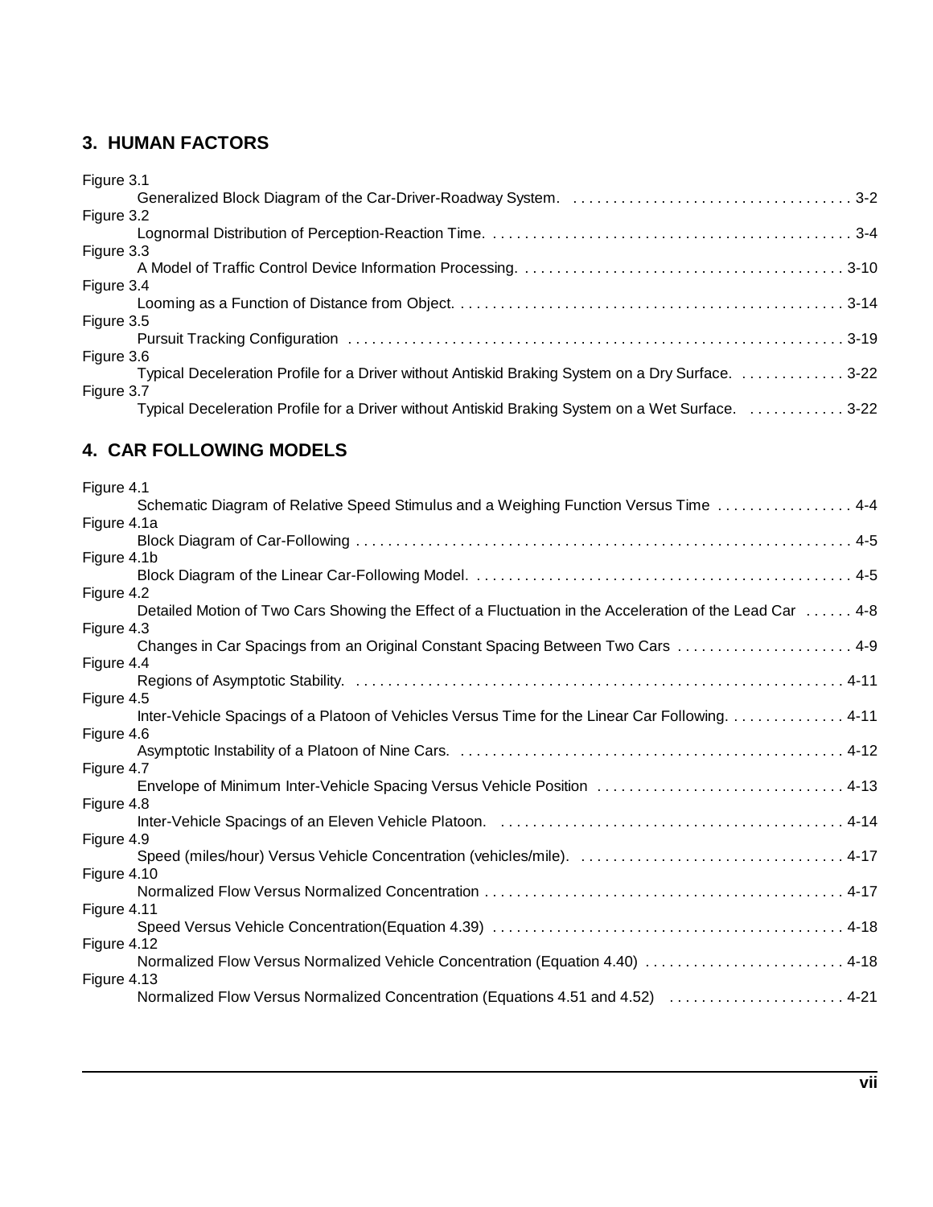## 3. HUMAN FACTORS

Figure 3.1
Generalized Block Diagram of the Car-Driver-Roadway System. . . . . . . . . . . . . . . . . . . . . . . . . . . . . . . . . . . . 3-2

Figure 3.2
Lognormal Distribution of Perception-Reaction Time. . . . . . . . . . . . . . . . . . . . . . . . . . . . . . . . . . . . . . . . . . . . . 3-4

Figure 3.3
A Model of Traffic Control Device Information Processing. . . . . . . . . . . . . . . . . . . . . . . . . . . . . . . . . . . . . . . . 3-10

Figure 3.4
Looming as a Function of Distance from Object. . . . . . . . . . . . . . . . . . . . . . . . . . . . . . . . . . . . . . . . . . . . . . . . . 3-14

Figure 3.5
Pursuit Tracking Configuration . . . . . . . . . . . . . . . . . . . . . . . . . . . . . . . . . . . . . . . . . . . . . . . . . . . . . . . . . . . . . 3-19

Figure 3.6
Typical Deceleration Profile for a Driver without Antiskid Braking System on a Dry Surface. . . . . . . . . . . . . . 3-22

Figure 3.7
Typical Deceleration Profile for a Driver without Antiskid Braking System on a Wet Surface. . . . . . . . . . . . . 3-22

## 4. CAR FOLLOWING MODELS

Figure 4.1
Schematic Diagram of Relative Speed Stimulus and a Weighing Function Versus Time . . . . . . . . . . . . . . . . . 4-4

Figure 4.1a
Block Diagram of Car-Following . . . . . . . . . . . . . . . . . . . . . . . . . . . . . . . . . . . . . . . . . . . . . . . . . . . . . . . . . . . . 4-5

Figure 4.1b
Block Diagram of the Linear Car-Following Model. . . . . . . . . . . . . . . . . . . . . . . . . . . . . . . . . . . . . . . . . . . . . . . 4-5

Figure 4.2
Detailed Motion of Two Cars Showing the Effect of a Fluctuation in the Acceleration of the Lead Car . . . . . . 4-8

Figure 4.3
Changes in Car Spacings from an Original Constant Spacing Between Two Cars . . . . . . . . . . . . . . . . . . . . . . 4-9

Figure 4.4
Regions of Asymptotic Stability. . . . . . . . . . . . . . . . . . . . . . . . . . . . . . . . . . . . . . . . . . . . . . . . . . . . . . . . . . . . . 4-11

Figure 4.5
Inter-Vehicle Spacings of a Platoon of Vehicles Versus Time for the Linear Car Following. . . . . . . . . . . . . . . 4-11

Figure 4.6
Asymptotic Instability of a Platoon of Nine Cars. . . . . . . . . . . . . . . . . . . . . . . . . . . . . . . . . . . . . . . . . . . . . . . . 4-12

Figure 4.7
Envelope of Minimum Inter-Vehicle Spacing Versus Vehicle Position . . . . . . . . . . . . . . . . . . . . . . . . . . . . . . . 4-13

Figure 4.8
Inter-Vehicle Spacings of an Eleven Vehicle Platoon. . . . . . . . . . . . . . . . . . . . . . . . . . . . . . . . . . . . . . . . . . . . 4-14

Figure 4.9
Speed (miles/hour) Versus Vehicle Concentration (vehicles/mile). . . . . . . . . . . . . . . . . . . . . . . . . . . . . . . . . . 4-17

Figure 4.10
Normalized Flow Versus Normalized Concentration . . . . . . . . . . . . . . . . . . . . . . . . . . . . . . . . . . . . . . . . . . . . . 4-17

Figure 4.11
Speed Versus Vehicle Concentration(Equation 4.39) . . . . . . . . . . . . . . . . . . . . . . . . . . . . . . . . . . . . . . . . . . . 4-18

Figure 4.12
Normalized Flow Versus Normalized Vehicle Concentration (Equation 4.40) . . . . . . . . . . . . . . . . . . . . . . . . . 4-18

Figure 4.13
Normalized Flow Versus Normalized Concentration (Equations 4.51 and 4.52) . . . . . . . . . . . . . . . . . . . . . . 4-21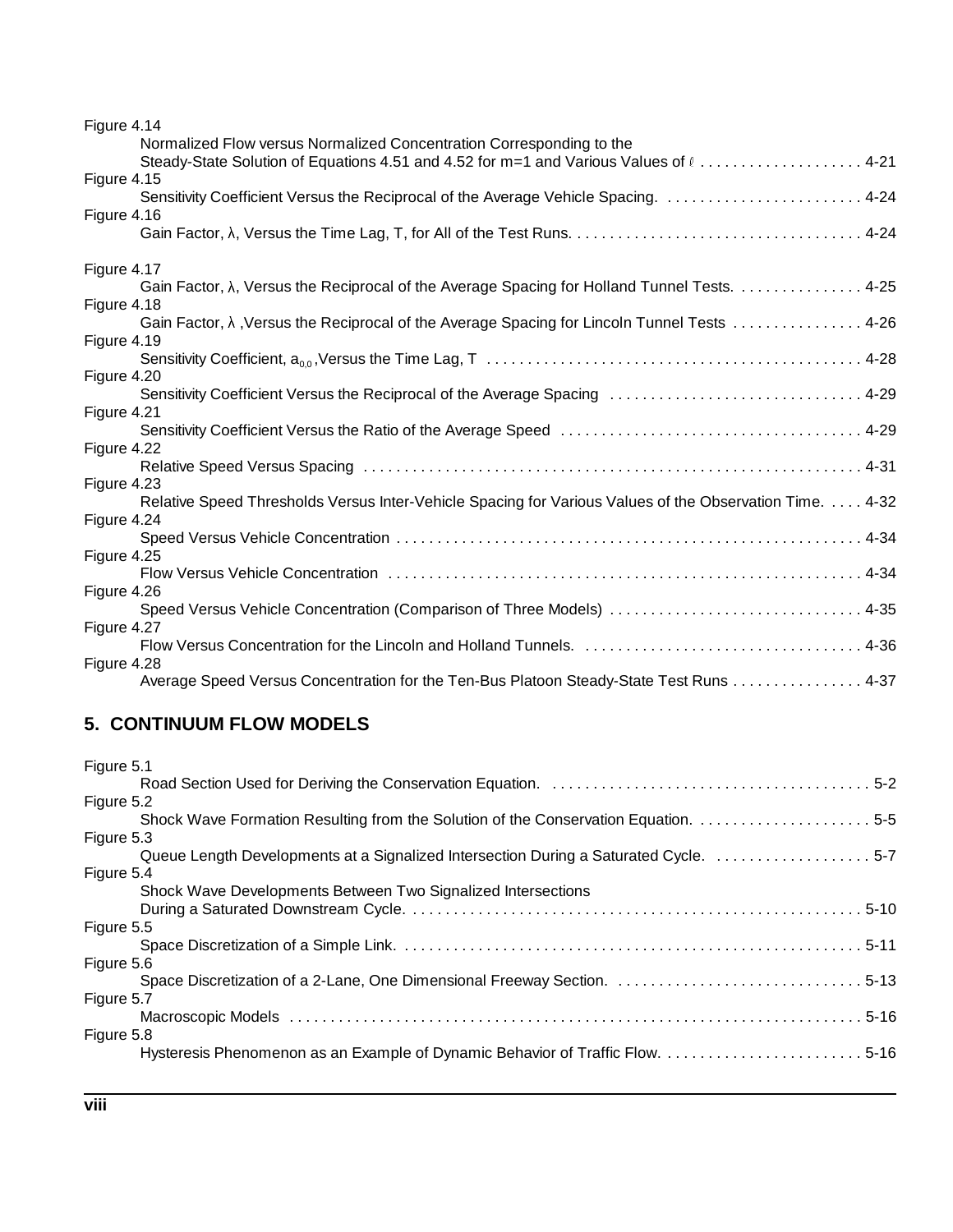Figure 4.14
Normalized Flow versus Normalized Concentration Corresponding to the Steady-State Solution of Equations 4.51 and 4.52 for m=1 and Various Values of $\ell$ . . . . . . . . . . . . . . . . . . . 4-21

Figure 4.15
Sensitivity Coefficient Versus the Reciprocal of the Average Vehicle Spacing. . . . . . . . . . . . . . . . . . . . . . . . . 4-24

Figure 4.16
Gain Factor, λ, Versus the Time Lag, T, for All of the Test Runs. . . . . . . . . . . . . . . . . . . . . . . . . . . . . . . . . . . . 4-24

Figure 4.17
Gain Factor, λ, Versus the Reciprocal of the Average Spacing for Holland Tunnel Tests. . . . . . . . . . . . . . . . 4-25

Figure 4.18
Gain Factor, λ ,Versus the Reciprocal of the Average Spacing for Lincoln Tunnel Tests . . . . . . . . . . . . . . . . 4-26

Figure 4.19
Sensitivity Coefficient, $a_{0,0}$ ,Versus the Time Lag, T . . . . . . . . . . . . . . . . . . . . . . . . . . . . . . . . . . . . . . . . . . . . . 4-28

Figure 4.20
Sensitivity Coefficient Versus the Reciprocal of the Average Spacing . . . . . . . . . . . . . . . . . . . . . . . . . . . . . . . 4-29

Figure 4.21
Sensitivity Coefficient Versus the Ratio of the Average Speed . . . . . . . . . . . . . . . . . . . . . . . . . . . . . . . . . . . . . 4-29

Figure 4.22
Relative Speed Versus Spacing . . . . . . . . . . . . . . . . . . . . . . . . . . . . . . . . . . . . . . . . . . . . . . . . . . . . . . . . . . . . . . 4-31

Figure 4.23
Relative Speed Thresholds Versus Inter-Vehicle Spacing for Various Values of the Observation Time. . . . . 4-32

Figure 4.24
Speed Versus Vehicle Concentration . . . . . . . . . . . . . . . . . . . . . . . . . . . . . . . . . . . . . . . . . . . . . . . . . . . . . . . . . 4-34

Figure 4.25
Flow Versus Vehicle Concentration . . . . . . . . . . . . . . . . . . . . . . . . . . . . . . . . . . . . . . . . . . . . . . . . . . . . . . . . . . 4-34

Figure 4.26
Speed Versus Vehicle Concentration (Comparison of Three Models) . . . . . . . . . . . . . . . . . . . . . . . . . . . . . . . 4-35

Figure 4.27
Flow Versus Concentration for the Lincoln and Holland Tunnels. . . . . . . . . . . . . . . . . . . . . . . . . . . . . . . . . . . 4-36

Figure 4.28
Average Speed Versus Concentration for the Ten-Bus Platoon Steady-State Test Runs . . . . . . . . . . . . . . . . 4-37

## 5. CONTINUUM FLOW MODELS

Figure 5.1
Road Section Used for Deriving the Conservation Equation. . . . . . . . . . . . . . . . . . . . . . . . . . . . . . . . . . . . . . . . 5-2

Figure 5.2
Shock Wave Formation Resulting from the Solution of the Conservation Equation. . . . . . . . . . . . . . . . . . . . . . 5-5

Figure 5.3
Queue Length Developments at a Signalized Intersection During a Saturated Cycle. . . . . . . . . . . . . . . . . . . . 5-7

Figure 5.4
Shock Wave Developments Between Two Signalized Intersections During a Saturated Downstream Cycle. . . . . . . . . . . . . . . . . . . . . . . . . . . . . . . . . . . . . . . . . . . . . . . . . . . . . . . 5-10

Figure 5.5
Space Discretization of a Simple Link. . . . . . . . . . . . . . . . . . . . . . . . . . . . . . . . . . . . . . . . . . . . . . . . . . . . . . . . . 5-11

Figure 5.6
Space Discretization of a 2-Lane, One Dimensional Freeway Section. . . . . . . . . . . . . . . . . . . . . . . . . . . . . . . 5-13

Figure 5.7
Macroscopic Models . . . . . . . . . . . . . . . . . . . . . . . . . . . . . . . . . . . . . . . . . . . . . . . . . . . . . . . . . . . . . . . . . . . . . . 5-16

Figure 5.8
Hysteresis Phenomenon as an Example of Dynamic Behavior of Traffic Flow. . . . . . . . . . . . . . . . . . . . . . . . . 5-16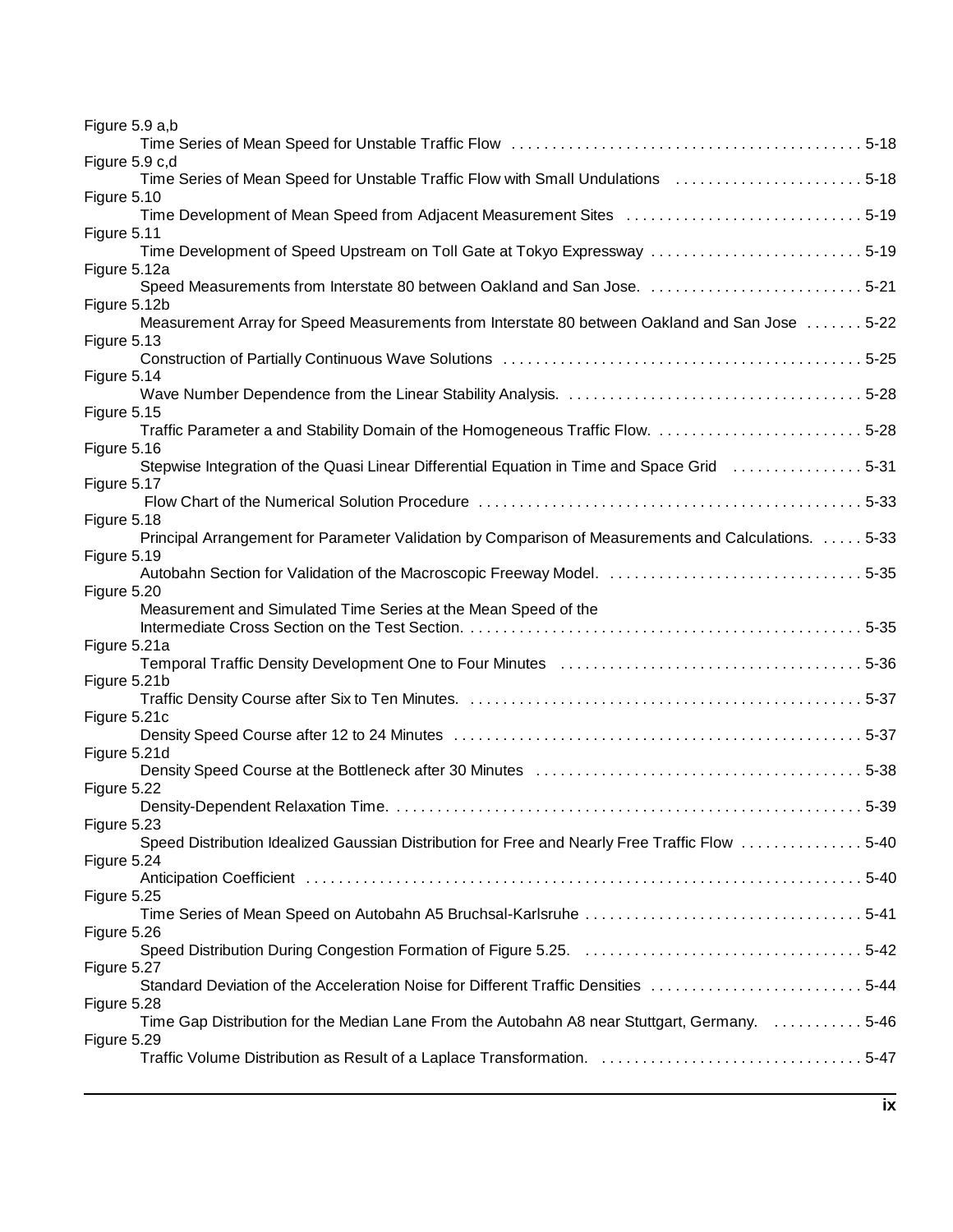Figure 5.9 a,b
Time Series of Mean Speed for Unstable Traffic Flow . . . . . . . . . . . . . . . . . . . . . . . . . . . . . . . . . . . . . . . . . . . 5-18

Figure 5.9 c,d
Time Series of Mean Speed for Unstable Traffic Flow with Small Undulations . . . . . . . . . . . . . . . . . . . . . . . 5-18

Figure 5.10
Time Development of Mean Speed from Adjacent Measurement Sites . . . . . . . . . . . . . . . . . . . . . . . . . . . . 5-19

Figure 5.11
Time Development of Speed Upstream on Toll Gate at Tokyo Expressway . . . . . . . . . . . . . . . . . . . . . . . . . 5-19

Figure 5.12a
Speed Measurements from Interstate 80 between Oakland and San Jose. . . . . . . . . . . . . . . . . . . . . . . . . . . 5-21

Figure 5.12b
Measurement Array for Speed Measurements from Interstate 80 between Oakland and San Jose . . . . . . . 5-22

Figure 5.13
Construction of Partially Continuous Wave Solutions . . . . . . . . . . . . . . . . . . . . . . . . . . . . . . . . . . . . . . . . . . . 5-25

Figure 5.14
Wave Number Dependence from the Linear Stability Analysis. . . . . . . . . . . . . . . . . . . . . . . . . . . . . . . . . . . . 5-28

Figure 5.15
Traffic Parameter a and Stability Domain of the Homogeneous Traffic Flow. . . . . . . . . . . . . . . . . . . . . . . . . 5-28

Figure 5.16
Stepwise Integration of the Quasi Linear Differential Equation in Time and Space Grid . . . . . . . . . . . . . . . . 5-31

Figure 5.17
Flow Chart of the Numerical Solution Procedure . . . . . . . . . . . . . . . . . . . . . . . . . . . . . . . . . . . . . . . . . . . . . . 5-33

Figure 5.18
Principal Arrangement for Parameter Validation by Comparison of Measurements and Calculations. . . . . . 5-33

Figure 5.19
Autobahn Section for Validation of the Macroscopic Freeway Model. . . . . . . . . . . . . . . . . . . . . . . . . . . . . . . 5-35

Figure 5.20
Measurement and Simulated Time Series at the Mean Speed of the
Intermediate Cross Section on the Test Section. . . . . . . . . . . . . . . . . . . . . . . . . . . . . . . . . . . . . . . . . . . . . . . . 5-35

Figure 5.21a
Temporal Traffic Density Development One to Four Minutes . . . . . . . . . . . . . . . . . . . . . . . . . . . . . . . . . . . . 5-36

Figure 5.21b
Traffic Density Course after Six to Ten Minutes. . . . . . . . . . . . . . . . . . . . . . . . . . . . . . . . . . . . . . . . . . . . . . . . 5-37

Figure 5.21c
Density Speed Course after 12 to 24 Minutes . . . . . . . . . . . . . . . . . . . . . . . . . . . . . . . . . . . . . . . . . . . . . . . . . 5-37

Figure 5.21d
Density Speed Course at the Bottleneck after 30 Minutes . . . . . . . . . . . . . . . . . . . . . . . . . . . . . . . . . . . . . . . 5-38

Figure 5.22
Density-Dependent Relaxation Time. . . . . . . . . . . . . . . . . . . . . . . . . . . . . . . . . . . . . . . . . . . . . . . . . . . . . . . . . 5-39

Figure 5.23
Speed Distribution Idealized Gaussian Distribution for Free and Nearly Free Traffic Flow . . . . . . . . . . . . . . 5-40

Figure 5.24
Anticipation Coefficient . . . . . . . . . . . . . . . . . . . . . . . . . . . . . . . . . . . . . . . . . . . . . . . . . . . . . . . . . . . . . . . . . . . 5-40

Figure 5.25
Time Series of Mean Speed on Autobahn A5 Bruchsal-Karlsruhe . . . . . . . . . . . . . . . . . . . . . . . . . . . . . . . . . 5-41

Figure 5.26
Speed Distribution During Congestion Formation of Figure 5.25. . . . . . . . . . . . . . . . . . . . . . . . . . . . . . . . . . 5-42

Figure 5.27
Standard Deviation of the Acceleration Noise for Different Traffic Densities . . . . . . . . . . . . . . . . . . . . . . . . . 5-44

Figure 5.28
Time Gap Distribution for the Median Lane From the Autobahn A8 near Stuttgart, Germany. . . . . . . . . . . 5-46

Figure 5.29
Traffic Volume Distribution as Result of a Laplace Transformation. . . . . . . . . . . . . . . . . . . . . . . . . . . . . . . . 5-47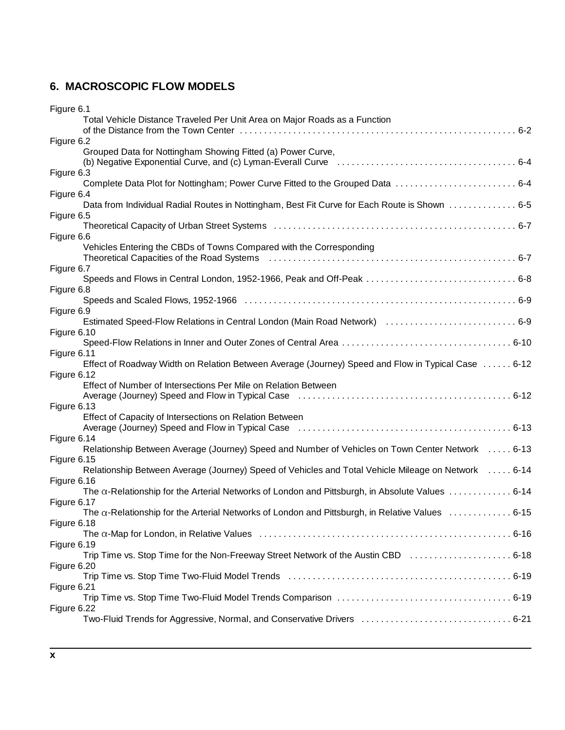## 6. MACROSCOPIC FLOW MODELS

Figure 6.1
Total Vehicle Distance Traveled Per Unit Area on Major Roads as a Function of the Distance from the Town Center . . . . . . . . . . 6-2

Figure 6.2
Grouped Data for Nottingham Showing Fitted (a) Power Curve, (b) Negative Exponential Curve, and (c) Lyman-Everall Curve . . . . . . . . . . 6-4

Figure 6.3
Complete Data Plot for Nottingham; Power Curve Fitted to the Grouped Data . . . . . . . . . . 6-4

Figure 6.4
Data from Individual Radial Routes in Nottingham, Best Fit Curve for Each Route is Shown . . . . . . . . . . 6-5

Figure 6.5
Theoretical Capacity of Urban Street Systems . . . . . . . . . . 6-7

Figure 6.6
Vehicles Entering the CBDs of Towns Compared with the Corresponding Theoretical Capacities of the Road Systems . . . . . . . . . . 6-7

Figure 6.7
Speeds and Flows in Central London, 1952-1966, Peak and Off-Peak . . . . . . . . . . 6-8

Figure 6.8
Speeds and Scaled Flows, 1952-1966 . . . . . . . . . . 6-9

Figure 6.9
Estimated Speed-Flow Relations in Central London (Main Road Network) . . . . . . . . . . 6-9

Figure 6.10
Speed-Flow Relations in Inner and Outer Zones of Central Area . . . . . . . . . . 6-10

Figure 6.11
Effect of Roadway Width on Relation Between Average (Journey) Speed and Flow in Typical Case . . . . . . 6-12

Figure 6.12
Effect of Number of Intersections Per Mile on Relation Between Average (Journey) Speed and Flow in Typical Case . . . . . . . . . . 6-12

Figure 6.13
Effect of Capacity of Intersections on Relation Between Average (Journey) Speed and Flow in Typical Case . . . . . . . . . . 6-13

Figure 6.14
Relationship Between Average (Journey) Speed and Number of Vehicles on Town Center Network . . . . . 6-13

Figure 6.15
Relationship Between Average (Journey) Speed of Vehicles and Total Vehicle Mileage on Network . . . . . 6-14

Figure 6.16
The $\alpha$-Relationship for the Arterial Networks of London and Pittsburgh, in Absolute Values . . . . . . . . . . 6-14

Figure 6.17
The $\alpha$-Relationship for the Arterial Networks of London and Pittsburgh, in Relative Values . . . . . . . . . . 6-15

Figure 6.18
The $\alpha$-Map for London, in Relative Values . . . . . . . . . . 6-16

Figure 6.19
Trip Time vs. Stop Time for the Non-Freeway Street Network of the Austin CBD . . . . . . . . . . 6-18

Figure 6.20
Trip Time vs. Stop Time Two-Fluid Model Trends . . . . . . . . . . 6-19

Figure 6.21
Trip Time vs. Stop Time Two-Fluid Model Trends Comparison . . . . . . . . . . 6-19

Figure 6.22
Two-Fluid Trends for Aggressive, Normal, and Conservative Drivers . . . . . . . . . . 6-21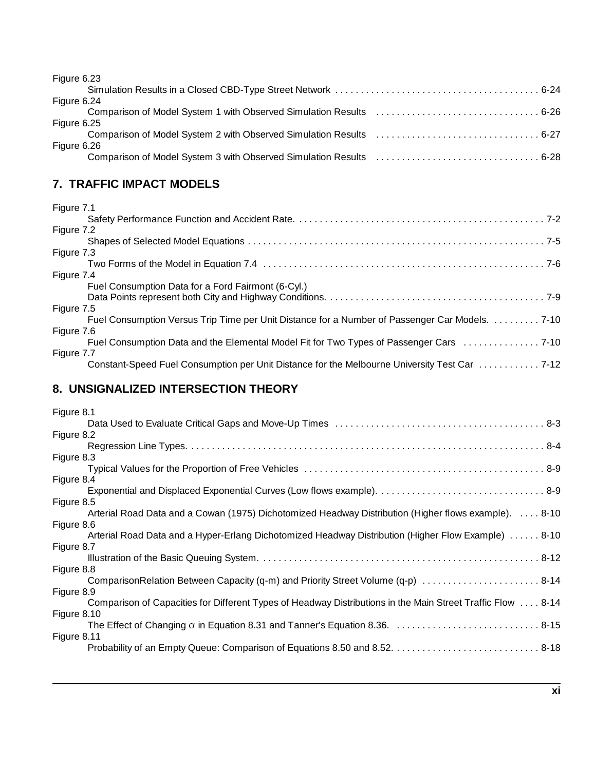Figure 6.23
Simulation Results in a Closed CBD-Type Street Network . . . . . . . . . . . . . . . . . . . . . . . . . . . . . . . . . . . . . . . . 6-24

Figure 6.24
Comparison of Model System 1 with Observed Simulation Results . . . . . . . . . . . . . . . . . . . . . . . . . . . . . . . . 6-26

Figure 6.25
Comparison of Model System 2 with Observed Simulation Results . . . . . . . . . . . . . . . . . . . . . . . . . . . . . . . . 6-27

Figure 6.26
Comparison of Model System 3 with Observed Simulation Results . . . . . . . . . . . . . . . . . . . . . . . . . . . . . . . . 6-28

## 7. TRAFFIC IMPACT MODELS

Figure 7.1
Safety Performance Function and Accident Rate. . . . . . . . . . . . . . . . . . . . . . . . . . . . . . . . . . . . . . . . . . . . . . . . . 7-2

Figure 7.2
Shapes of Selected Model Equations . . . . . . . . . . . . . . . . . . . . . . . . . . . . . . . . . . . . . . . . . . . . . . . . . . . . . . . . . . 7-5

Figure 7.3
Two Forms of the Model in Equation 7.4 . . . . . . . . . . . . . . . . . . . . . . . . . . . . . . . . . . . . . . . . . . . . . . . . . . . . . . . 7-6

Figure 7.4
Fuel Consumption Data for a Ford Fairmont (6-Cyl.)
Data Points represent both City and Highway Conditions. . . . . . . . . . . . . . . . . . . . . . . . . . . . . . . . . . . . . . . . . . . 7-9

Figure 7.5
Fuel Consumption Versus Trip Time per Unit Distance for a Number of Passenger Car Models. . . . . . . . . . . 7-10

Figure 7.6
Fuel Consumption Data and the Elemental Model Fit for Two Types of Passenger Cars . . . . . . . . . . . . . . . 7-10

Figure 7.7
Constant-Speed Fuel Consumption per Unit Distance for the Melbourne University Test Car . . . . . . . . . . . . 7-12

## 8. UNSIGNALIZED INTERSECTION THEORY

Figure 8.1
Data Used to Evaluate Critical Gaps and Move-Up Times . . . . . . . . . . . . . . . . . . . . . . . . . . . . . . . . . . . . . . . . . 8-3

Figure 8.2
Regression Line Types. . . . . . . . . . . . . . . . . . . . . . . . . . . . . . . . . . . . . . . . . . . . . . . . . . . . . . . . . . . . . . . . . . . . . 8-4

Figure 8.3
Typical Values for the Proportion of Free Vehicles . . . . . . . . . . . . . . . . . . . . . . . . . . . . . . . . . . . . . . . . . . . . . . . 8-9

Figure 8.4
Exponential and Displaced Exponential Curves (Low flows example). . . . . . . . . . . . . . . . . . . . . . . . . . . . . . . . . 8-9

Figure 8.5
Arterial Road Data and a Cowan (1975) Dichotomized Headway Distribution (Higher flows example). . . . . 8-10

Figure 8.6
Arterial Road Data and a Hyper-Erlang Dichotomized Headway Distribution (Higher Flow Example) . . . . . . 8-10

Figure 8.7
Illustration of the Basic Queuing System. . . . . . . . . . . . . . . . . . . . . . . . . . . . . . . . . . . . . . . . . . . . . . . . . . . . . . . 8-12

Figure 8.8
ComparisonRelation Between Capacity (q-m) and Priority Street Volume (q-p) . . . . . . . . . . . . . . . . . . . . . . . 8-14

Figure 8.9
Comparison of Capacities for Different Types of Headway Distributions in the Main Street Traffic Flow . . . . 8-14

Figure 8.10
The Effect of Changing $\alpha$ in Equation 8.31 and Tanner's Equation 8.36. . . . . . . . . . . . . . . . . . . . . . . . . . . . 8-15

Figure 8.11
Probability of an Empty Queue: Comparison of Equations 8.50 and 8.52. . . . . . . . . . . . . . . . . . . . . . . . . . . . 8-18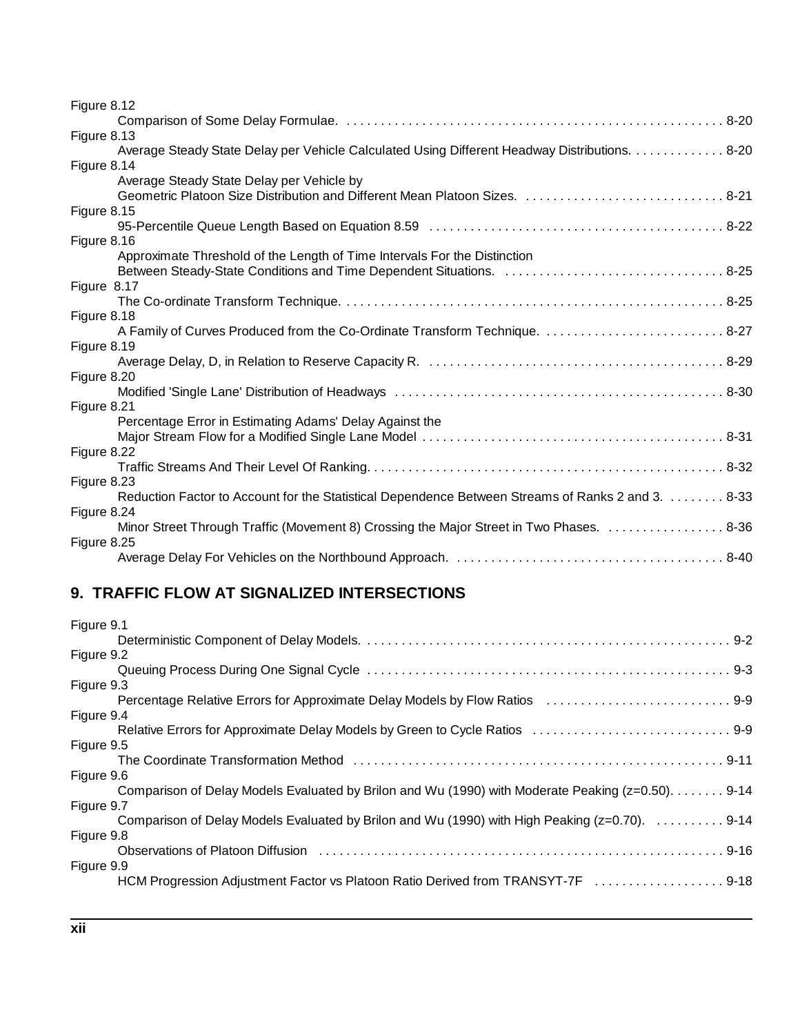Figure 8.12
Comparison of Some Delay Formulae. . . . . . . . . . . . . . . . . . . . . . . . . . . . . . . . . . . . . . . . . . . . . . . . . . . . . . . 8-20

Figure 8.13
Average Steady State Delay per Vehicle Calculated Using Different Headway Distributions. . . . . . . . . . . . . . 8-20

Figure 8.14
Average Steady State Delay per Vehicle by
Geometric Platoon Size Distribution and Different Mean Platoon Sizes. . . . . . . . . . . . . . . . . . . . . . . . . . . . . . 8-21

Figure 8.15
95-Percentile Queue Length Based on Equation 8.59 . . . . . . . . . . . . . . . . . . . . . . . . . . . . . . . . . . . . . . . . . . . 8-22

Figure 8.16
Approximate Threshold of the Length of Time Intervals For the Distinction
Between Steady-State Conditions and Time Dependent Situations. . . . . . . . . . . . . . . . . . . . . . . . . . . . . . . . . 8-25

Figure 8.17
The Co-ordinate Transform Technique. . . . . . . . . . . . . . . . . . . . . . . . . . . . . . . . . . . . . . . . . . . . . . . . . . . . . . . 8-25

Figure 8.18
A Family of Curves Produced from the Co-Ordinate Transform Technique. . . . . . . . . . . . . . . . . . . . . . . . . . . 8-27

Figure 8.19
Average Delay, D, in Relation to Reserve Capacity R. . . . . . . . . . . . . . . . . . . . . . . . . . . . . . . . . . . . . . . . . . . 8-29

Figure 8.20
Modified 'Single Lane' Distribution of Headways . . . . . . . . . . . . . . . . . . . . . . . . . . . . . . . . . . . . . . . . . . . . . . . 8-30

Figure 8.21
Percentage Error in Estimating Adams' Delay Against the
Major Stream Flow for a Modified Single Lane Model . . . . . . . . . . . . . . . . . . . . . . . . . . . . . . . . . . . . . . . . . . . 8-31

Figure 8.22
Traffic Streams And Their Level Of Ranking. . . . . . . . . . . . . . . . . . . . . . . . . . . . . . . . . . . . . . . . . . . . . . . . . . . 8-32

Figure 8.23
Reduction Factor to Account for the Statistical Dependence Between Streams of Ranks 2 and 3. . . . . . . . . 8-33

Figure 8.24
Minor Street Through Traffic (Movement 8) Crossing the Major Street in Two Phases. . . . . . . . . . . . . . . . . . 8-36

Figure 8.25
Average Delay For Vehicles on the Northbound Approach. . . . . . . . . . . . . . . . . . . . . . . . . . . . . . . . . . . . . . . 8-40

## 9. TRAFFIC FLOW AT SIGNALIZED INTERSECTIONS

Figure 9.1
Deterministic Component of Delay Models. . . . . . . . . . . . . . . . . . . . . . . . . . . . . . . . . . . . . . . . . . . . . . . . . . . . . 9-2

Figure 9.2
Queuing Process During One Signal Cycle . . . . . . . . . . . . . . . . . . . . . . . . . . . . . . . . . . . . . . . . . . . . . . . . . . . . 9-3

Figure 9.3
Percentage Relative Errors for Approximate Delay Models by Flow Ratios . . . . . . . . . . . . . . . . . . . . . . . . . . . 9-9

Figure 9.4
Relative Errors for Approximate Delay Models by Green to Cycle Ratios . . . . . . . . . . . . . . . . . . . . . . . . . . . . . 9-9

Figure 9.5
The Coordinate Transformation Method . . . . . . . . . . . . . . . . . . . . . . . . . . . . . . . . . . . . . . . . . . . . . . . . . . . . . 9-11

Figure 9.6
Comparison of Delay Models Evaluated by Brilon and Wu (1990) with Moderate Peaking (z=0.50). . . . . . . . 9-14

Figure 9.7
Comparison of Delay Models Evaluated by Brilon and Wu (1990) with High Peaking (z=0.70). . . . . . . . . . . 9-14

Figure 9.8
Observations of Platoon Diffusion . . . . . . . . . . . . . . . . . . . . . . . . . . . . . . . . . . . . . . . . . . . . . . . . . . . . . . . . . . 9-16

Figure 9.9
HCM Progression Adjustment Factor vs Platoon Ratio Derived from TRANSYT-7F . . . . . . . . . . . . . . . . . . . 9-18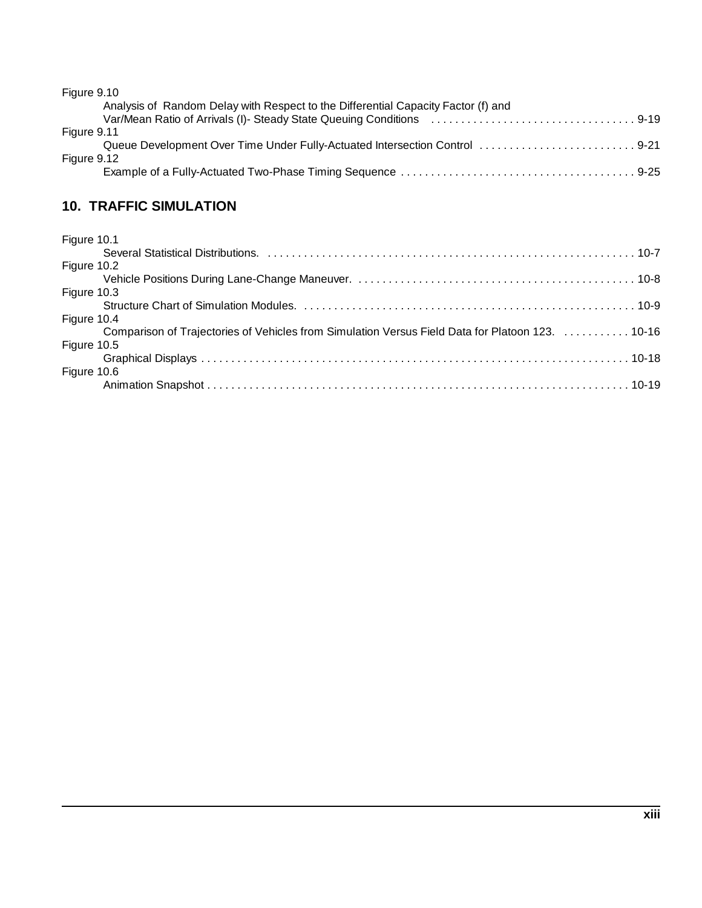Figure 9.10
Analysis of Random Delay with Respect to the Differential Capacity Factor (f) and Var/Mean Ratio of Arrivals (I)- Steady State Queuing Conditions . . . . . . . . . . . . . . . . . . . . . . . . . . . . . . . . . . 9-19

Figure 9.11
Queue Development Over Time Under Fully-Actuated Intersection Control . . . . . . . . . . . . . . . . . . . . . . . . . . 9-21

Figure 9.12
Example of a Fully-Actuated Two-Phase Timing Sequence . . . . . . . . . . . . . . . . . . . . . . . . . . . . . . . . . . . . . . . 9-25

## 10. TRAFFIC SIMULATION

Figure 10.1
Several Statistical Distributions. . . . . . . . . . . . . . . . . . . . . . . . . . . . . . . . . . . . . . . . . . . . . . . . . . . . . . . . . . . . . 10-7

Figure 10.2
Vehicle Positions During Lane-Change Maneuver. . . . . . . . . . . . . . . . . . . . . . . . . . . . . . . . . . . . . . . . . . . . . . 10-8

Figure 10.3
Structure Chart of Simulation Modules. . . . . . . . . . . . . . . . . . . . . . . . . . . . . . . . . . . . . . . . . . . . . . . . . . . . . . . 10-9

Figure 10.4
Comparison of Trajectories of Vehicles from Simulation Versus Field Data for Platoon 123. . . . . . . . . . . . 10-16

Figure 10.5
Graphical Displays . . . . . . . . . . . . . . . . . . . . . . . . . . . . . . . . . . . . . . . . . . . . . . . . . . . . . . . . . . . . . . . . . . . . . . 10-18

Figure 10.6
Animation Snapshot . . . . . . . . . . . . . . . . . . . . . . . . . . . . . . . . . . . . . . . . . . . . . . . . . . . . . . . . . . . . . . . . . . . . . 10-19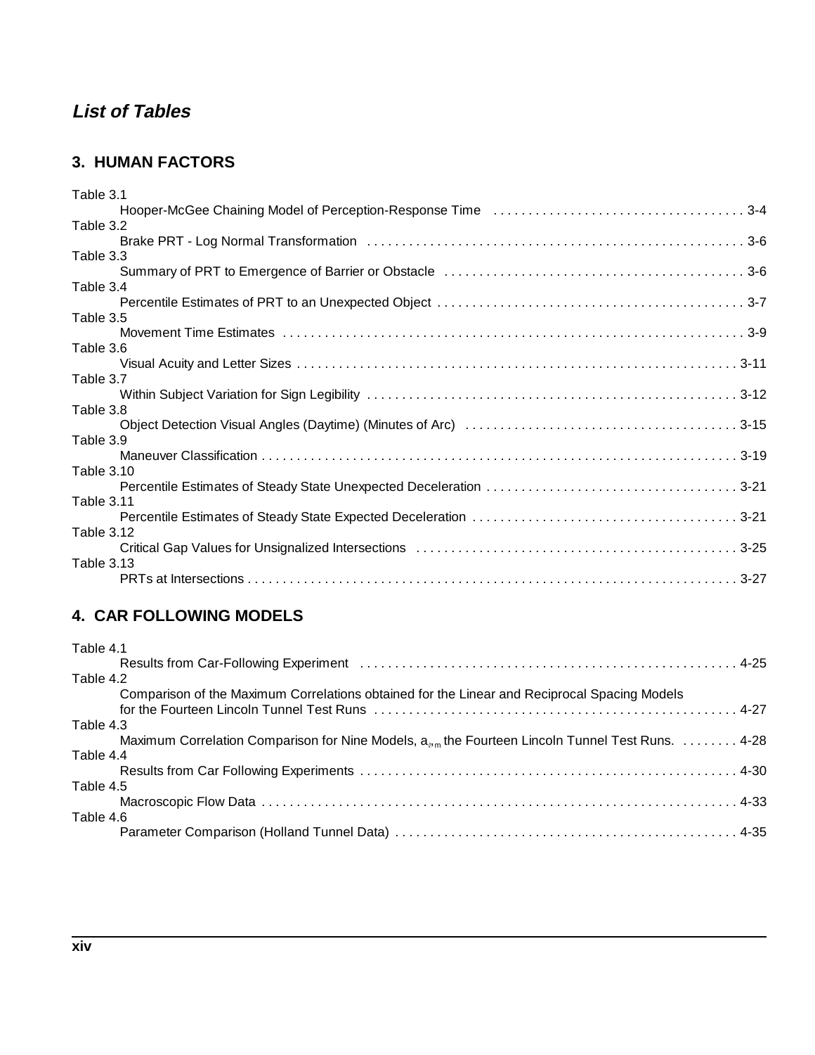## *List of Tables*

### 3. HUMAN FACTORS

Table 3.1
Hooper-McGee Chaining Model of Perception-Response Time . . . . . . . . . . . . . . . . . . . . . . . . . . . . . . . . . . . 3-4

Table 3.2
Brake PRT - Log Normal Transformation . . . . . . . . . . . . . . . . . . . . . . . . . . . . . . . . . . . . . . . . . . . . . . . . . . . . 3-6

Table 3.3
Summary of PRT to Emergence of Barrier or Obstacle . . . . . . . . . . . . . . . . . . . . . . . . . . . . . . . . . . . . . . . . . 3-6

Table 3.4
Percentile Estimates of PRT to an Unexpected Object . . . . . . . . . . . . . . . . . . . . . . . . . . . . . . . . . . . . . . . . . . 3-7

Table 3.5
Movement Time Estimates . . . . . . . . . . . . . . . . . . . . . . . . . . . . . . . . . . . . . . . . . . . . . . . . . . . . . . . . . . . . . . . . 3-9

Table 3.6
Visual Acuity and Letter Sizes . . . . . . . . . . . . . . . . . . . . . . . . . . . . . . . . . . . . . . . . . . . . . . . . . . . . . . . . . . . . . 3-11

Table 3.7
Within Subject Variation for Sign Legibility . . . . . . . . . . . . . . . . . . . . . . . . . . . . . . . . . . . . . . . . . . . . . . . . . . . 3-12

Table 3.8
Object Detection Visual Angles (Daytime) (Minutes of Arc) . . . . . . . . . . . . . . . . . . . . . . . . . . . . . . . . . . . . . . 3-15

Table 3.9
Maneuver Classification . . . . . . . . . . . . . . . . . . . . . . . . . . . . . . . . . . . . . . . . . . . . . . . . . . . . . . . . . . . . . . . . . 3-19

Table 3.10
Percentile Estimates of Steady State Unexpected Deceleration . . . . . . . . . . . . . . . . . . . . . . . . . . . . . . . . . . . 3-21

Table 3.11
Percentile Estimates of Steady State Expected Deceleration . . . . . . . . . . . . . . . . . . . . . . . . . . . . . . . . . . . . . 3-21

Table 3.12
Critical Gap Values for Unsignalized Intersections . . . . . . . . . . . . . . . . . . . . . . . . . . . . . . . . . . . . . . . . . . . . . 3-25

Table 3.13
PRTs at Intersections . . . . . . . . . . . . . . . . . . . . . . . . . . . . . . . . . . . . . . . . . . . . . . . . . . . . . . . . . . . . . . . . . . . . 3-27

### 4. CAR FOLLOWING MODELS

Table 4.1
Results from Car-Following Experiment . . . . . . . . . . . . . . . . . . . . . . . . . . . . . . . . . . . . . . . . . . . . . . . . . . . . . 4-25

Table 4.2
Comparison of the Maximum Correlations obtained for the Linear and Reciprocal Spacing Models for the Fourteen Lincoln Tunnel Test Runs . . . . . . . . . . . . . . . . . . . . . . . . . . . . . . . . . . . . . . . . . . . . . . . . . . . 4-27

Table 4.3
Maximum Correlation Comparison for Nine Models, $a_{l,m}$ the Fourteen Lincoln Tunnel Test Runs. . . . . . . . . 4-28

Table 4.4
Results from Car Following Experiments . . . . . . . . . . . . . . . . . . . . . . . . . . . . . . . . . . . . . . . . . . . . . . . . . . . . . 4-30

Table 4.5
Macroscopic Flow Data . . . . . . . . . . . . . . . . . . . . . . . . . . . . . . . . . . . . . . . . . . . . . . . . . . . . . . . . . . . . . . . . . . 4-33

Table 4.6
Parameter Comparison (Holland Tunnel Data) . . . . . . . . . . . . . . . . . . . . . . . . . . . . . . . . . . . . . . . . . . . . . . . . . 4-35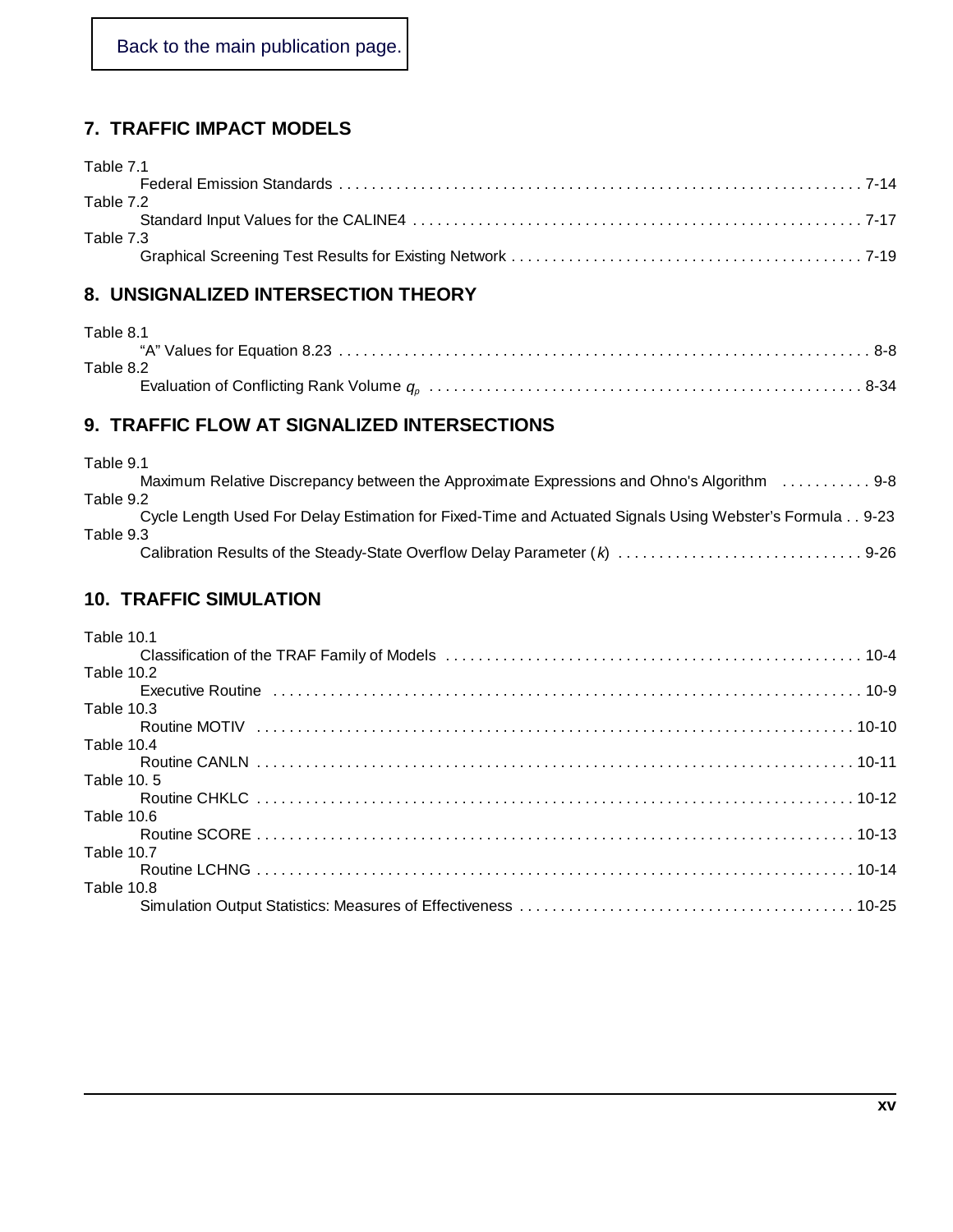Back to the main publication page.

## 7. TRAFFIC IMPACT MODELS

Table 7.1
Federal Emission Standards . . . . . . . . . . . . . . . . . . . . . . . . . . . . . . . . . . . . . . . . . . . . . . . . . . . . . . . . . . . . . . . . 7-14

Table 7.2
Standard Input Values for the CALINE4 . . . . . . . . . . . . . . . . . . . . . . . . . . . . . . . . . . . . . . . . . . . . . . . . . . . . . . 7-17

Table 7.3
Graphical Screening Test Results for Existing Network . . . . . . . . . . . . . . . . . . . . . . . . . . . . . . . . . . . . . . . . . . 7-19

## 8. UNSIGNALIZED INTERSECTION THEORY

Table 8.1
"A" Values for Equation 8.23 . . . . . . . . . . . . . . . . . . . . . . . . . . . . . . . . . . . . . . . . . . . . . . . . . . . . . . . . . . . . . . . . 8-8

Table 8.2
Evaluation of Conflicting Rank Volume $q_p$ . . . . . . . . . . . . . . . . . . . . . . . . . . . . . . . . . . . . . . . . . . . . . . . . . . . . 8-34

## 9. TRAFFIC FLOW AT SIGNALIZED INTERSECTIONS

Table 9.1
Maximum Relative Discrepancy between the Approximate Expressions and Ohno's Algorithm . . . . . . . . . . . 9-8

Table 9.2
Cycle Length Used For Delay Estimation for Fixed-Time and Actuated Signals Using Webster's Formula . . 9-23

Table 9.3
Calibration Results of the Steady-State Overflow Delay Parameter (*k*) . . . . . . . . . . . . . . . . . . . . . . . . . . . . . . 9-26

## 10. TRAFFIC SIMULATION

Table 10.1
Classification of the TRAF Family of Models . . . . . . . . . . . . . . . . . . . . . . . . . . . . . . . . . . . . . . . . . . . . . . . . . . 10-4

Table 10.2
Executive Routine . . . . . . . . . . . . . . . . . . . . . . . . . . . . . . . . . . . . . . . . . . . . . . . . . . . . . . . . . . . . . . . . . . . . . . . 10-9

Table 10.3
Routine MOTIV . . . . . . . . . . . . . . . . . . . . . . . . . . . . . . . . . . . . . . . . . . . . . . . . . . . . . . . . . . . . . . . . . . . . . . . . 10-10

Table 10.4
Routine CANLN . . . . . . . . . . . . . . . . . . . . . . . . . . . . . . . . . . . . . . . . . . . . . . . . . . . . . . . . . . . . . . . . . . . . . . . . 10-11

Table 10. 5
Routine CHKLC . . . . . . . . . . . . . . . . . . . . . . . . . . . . . . . . . . . . . . . . . . . . . . . . . . . . . . . . . . . . . . . . . . . . . . . . 10-12

Table 10.6
Routine SCORE . . . . . . . . . . . . . . . . . . . . . . . . . . . . . . . . . . . . . . . . . . . . . . . . . . . . . . . . . . . . . . . . . . . . . . . . 10-13

Table 10.7
Routine LCHNG . . . . . . . . . . . . . . . . . . . . . . . . . . . . . . . . . . . . . . . . . . . . . . . . . . . . . . . . . . . . . . . . . . . . . . . . 10-14

Table 10.8
Simulation Output Statistics: Measures of Effectiveness . . . . . . . . . . . . . . . . . . . . . . . . . . . . . . . . . . . . . . . . 10-25